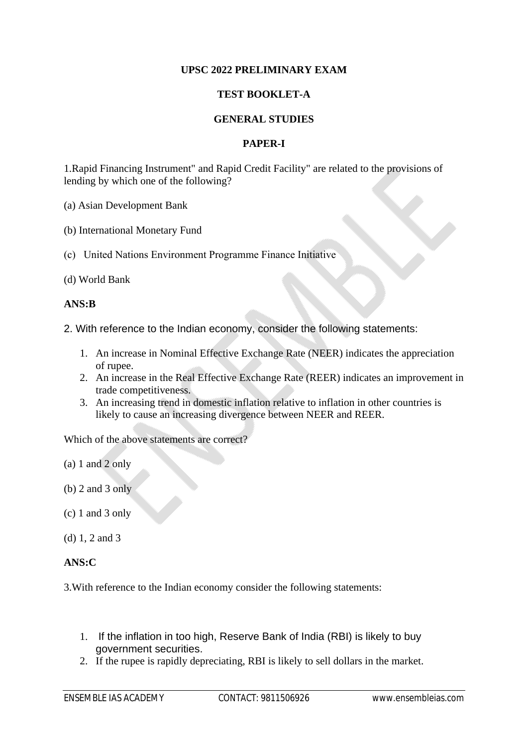**UPSC 2022 PRELIMINARY EXAM**

**TEST BOOKLET-A**

**GENERAL STUDIES**

**PAPER-I**

1.Rapid Financing Instrument" and Rapid Credit Facility" are related to the provisions of lending by which one of the following?

(a) Asian Development Bank

(b) International Monetary Fund

(c) United Nations Environment Programme Finance Initiative

(d) World Bank

**ANS:B**

2. With reference to the Indian economy, consider the following statements:

1. An increase in Nominal Effective Exchange Rate (NEER) indicates the appreciation of rupee.
2. An increase in the Real Effective Exchange Rate (REER) indicates an improvement in trade competitiveness.
3. An increasing trend in domestic inflation relative to inflation in other countries is likely to cause an increasing divergence between NEER and REER.

Which of the above statements are correct?

(a) 1 and 2 only

(b) 2 and 3 only

(c) 1 and 3 only

(d) 1, 2 and 3

**ANS:C**

3.With reference to the Indian economy consider the following statements:

1. If the inflation in too high, Reserve Bank of India (RBI) is likely to buy government securities.
2. If the rupee is rapidly depreciating, RBI is likely to sell dollars in the market.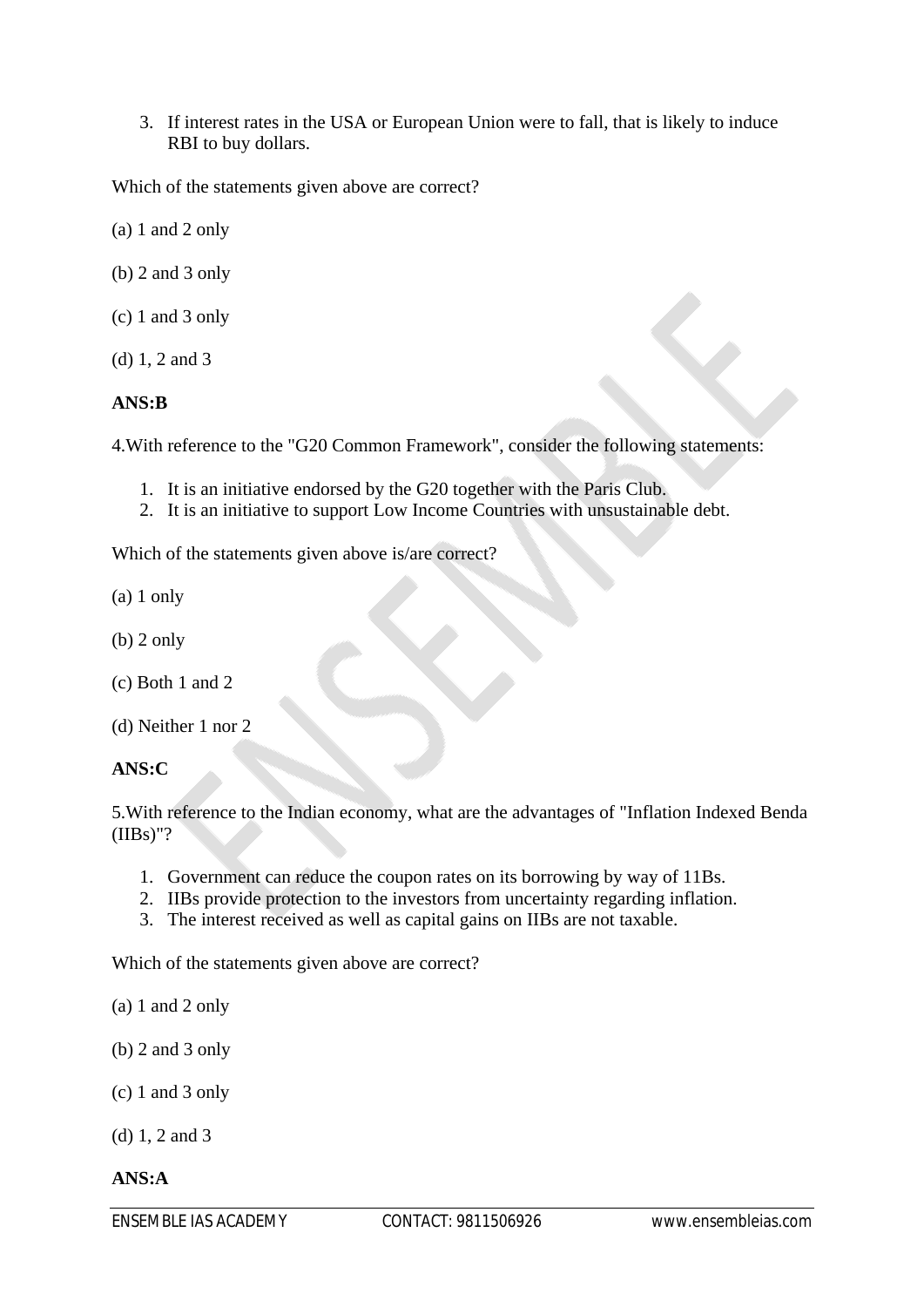3. If interest rates in the USA or European Union were to fall, that is likely to induce RBI to buy dollars.

Which of the statements given above are correct?

(a) 1 and 2 only

(b) 2 and 3 only

(c) 1 and 3 only

(d) 1, 2 and 3

**ANS:B**

4.With reference to the "G20 Common Framework", consider the following statements:

1. It is an initiative endorsed by the G20 together with the Paris Club.
2. It is an initiative to support Low Income Countries with unsustainable debt.

Which of the statements given above is/are correct?

(a) 1 only

(b) 2 only

(c) Both 1 and 2

(d) Neither 1 nor 2

**ANS:C**

5.With reference to the Indian economy, what are the advantages of "Inflation Indexed Benda (IIBs)"?

1. Government can reduce the coupon rates on its borrowing by way of 11Bs.
2. IIBs provide protection to the investors from uncertainty regarding inflation.
3. The interest received as well as capital gains on IIBs are not taxable.

Which of the statements given above are correct?

(a) 1 and 2 only

(b) 2 and 3 only

(c) 1 and 3 only

(d) 1, 2 and 3

**ANS:A**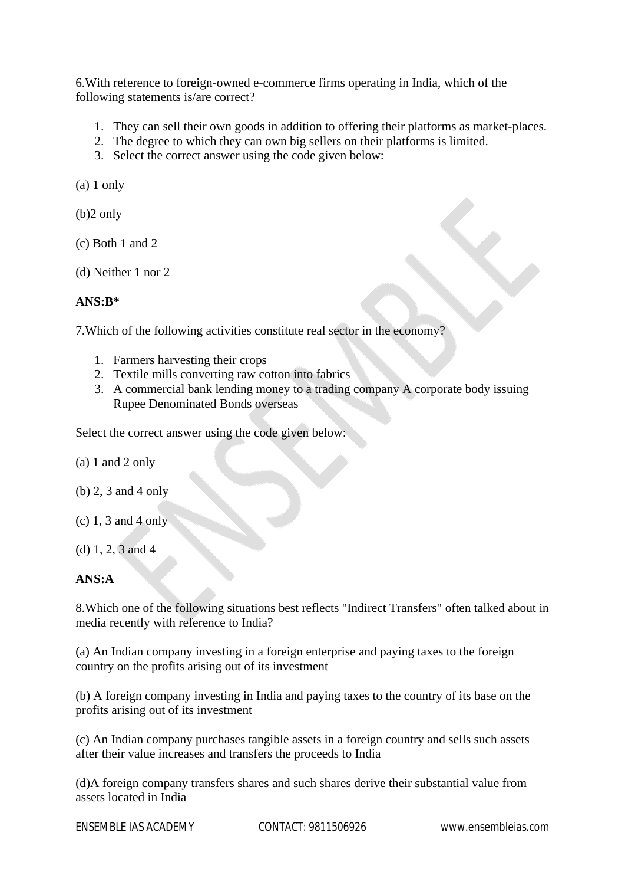6.With reference to foreign-owned e-commerce firms operating in India, which of the following statements is/are correct?

1. They can sell their own goods in addition to offering their platforms as market-places.
2. The degree to which they can own big sellers on their platforms is limited.
3. Select the correct answer using the code given below:

(a) 1 only

(b)2 only

(c) Both 1 and 2

(d) Neither 1 nor 2

**ANS:B***

7.Which of the following activities constitute real sector in the economy?

1. Farmers harvesting their crops
2. Textile mills converting raw cotton into fabrics
3. A commercial bank lending money to a trading company A corporate body issuing Rupee Denominated Bonds overseas

Select the correct answer using the code given below:

(a) 1 and 2 only

(b) 2, 3 and 4 only

(c) 1, 3 and 4 only

(d) 1, 2, 3 and 4

**ANS:A**

8.Which one of the following situations best reflects "Indirect Transfers" often talked about in media recently with reference to India?

(a) An Indian company investing in a foreign enterprise and paying taxes to the foreign country on the profits arising out of its investment

(b) A foreign company investing in India and paying taxes to the country of its base on the profits arising out of its investment

(c) An Indian company purchases tangible assets in a foreign country and sells such assets after their value increases and transfers the proceeds to India

(d)A foreign company transfers shares and such shares derive their substantial value from assets located in India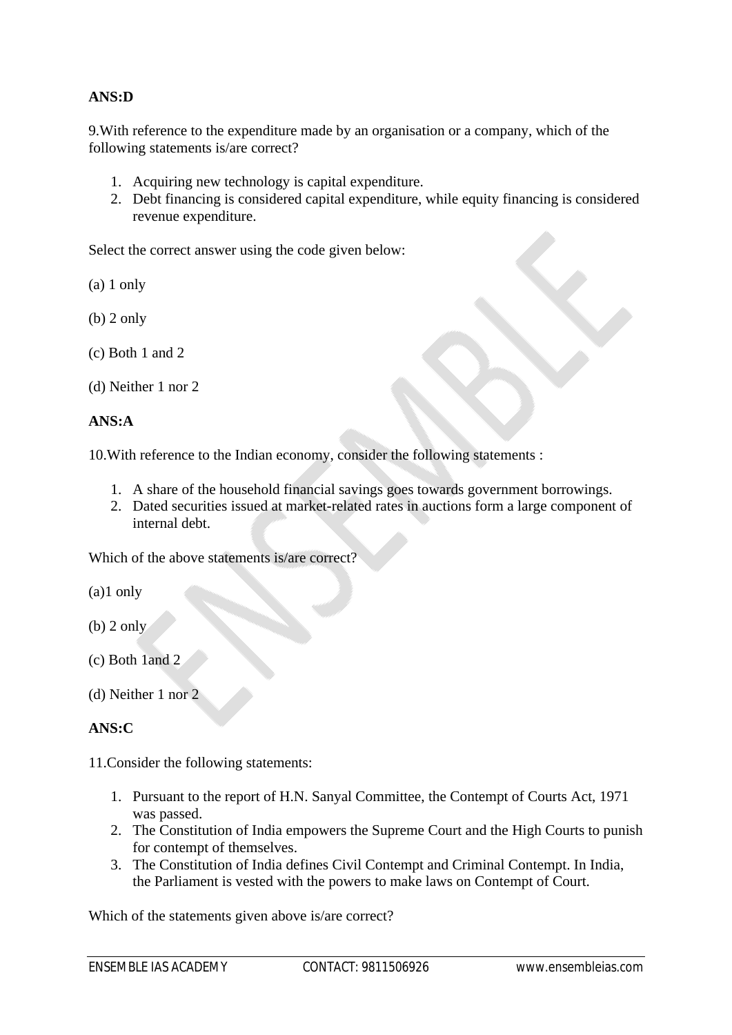**ANS:D**

9.With reference to the expenditure made by an organisation or a company, which of the following statements is/are correct?

1. Acquiring new technology is capital expenditure.
2. Debt financing is considered capital expenditure, while equity financing is considered revenue expenditure.

Select the correct answer using the code given below:

(a) 1 only

(b) 2 only

(c) Both 1 and 2

(d) Neither 1 nor 2

**ANS:A**

10.With reference to the Indian economy, consider the following statements :

1. A share of the household financial savings goes towards government borrowings.
2. Dated securities issued at market-related rates in auctions form a large component of internal debt.

Which of the above statements is/are correct?

(a)1 only

(b) 2 only

(c) Both 1and 2

(d) Neither 1 nor 2

**ANS:C**

11.Consider the following statements:

1. Pursuant to the report of H.N. Sanyal Committee, the Contempt of Courts Act, 1971 was passed.
2. The Constitution of India empowers the Supreme Court and the High Courts to punish for contempt of themselves.
3. The Constitution of India defines Civil Contempt and Criminal Contempt. In India, the Parliament is vested with the powers to make laws on Contempt of Court.

Which of the statements given above is/are correct?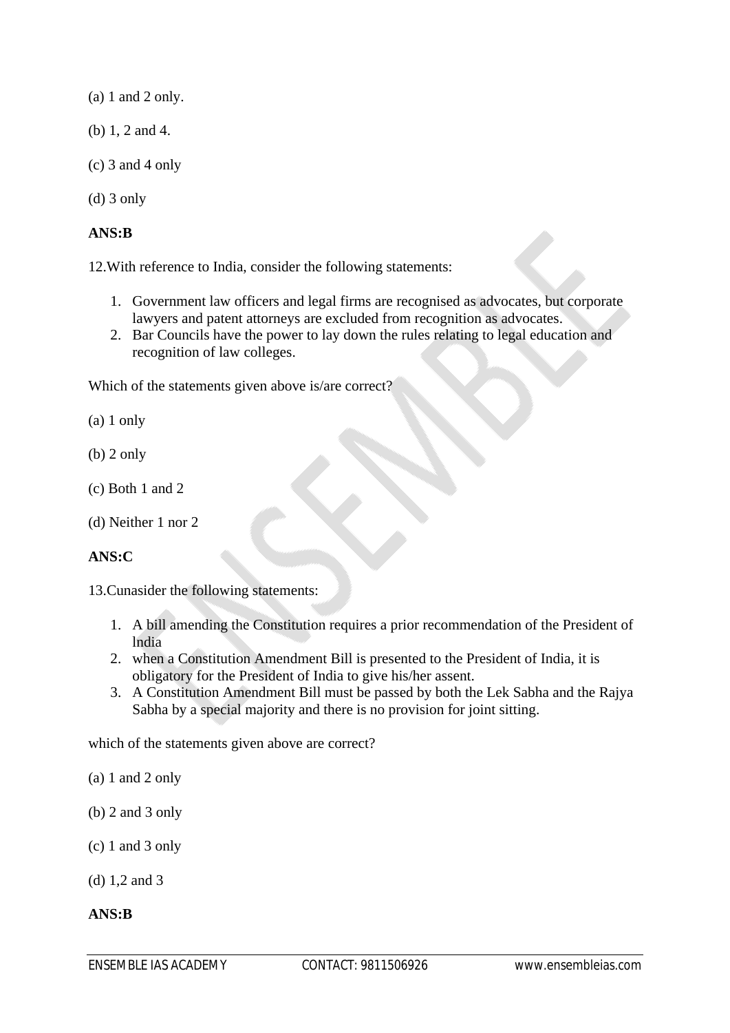(a) 1 and 2 only.

(b) 1, 2 and 4.

(c) 3 and 4 only

(d) 3 only

**ANS:B**

12.With reference to India, consider the following statements:

1. Government law officers and legal firms are recognised as advocates, but corporate lawyers and patent attorneys are excluded from recognition as advocates.
2. Bar Councils have the power to lay down the rules relating to legal education and recognition of law colleges.

Which of the statements given above is/are correct?

(a) 1 only

(b) 2 only

(c) Both 1 and 2

(d) Neither 1 nor 2

**ANS:C**

13.Cunasider the following statements:

1. A bill amending the Constitution requires a prior recommendation of the President of lndia
2. when a Constitution Amendment Bill is presented to the President of India, it is obligatory for the President of India to give his/her assent.
3. A Constitution Amendment Bill must be passed by both the Lek Sabha and the Rajya Sabha by a special majority and there is no provision for joint sitting.

which of the statements given above are correct?

(a) 1 and 2 only

(b) 2 and 3 only

(c) 1 and 3 only

(d) 1,2 and 3

**ANS:B**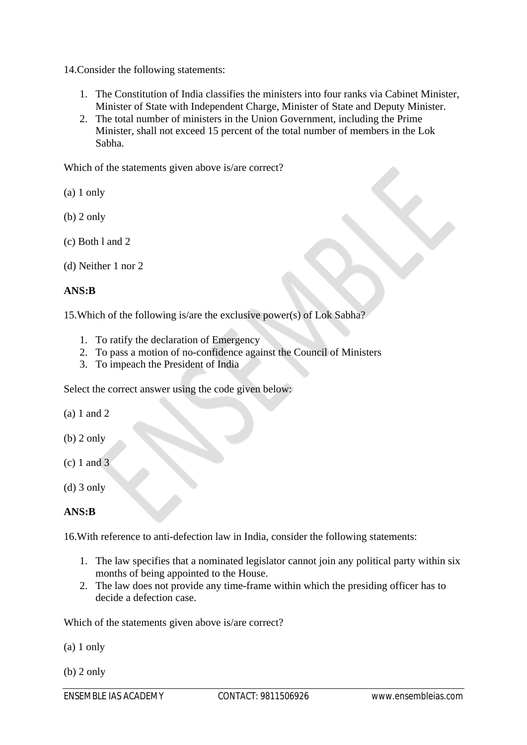14.Consider the following statements:

1. The Constitution of India classifies the ministers into four ranks via Cabinet Minister, Minister of State with Independent Charge, Minister of State and Deputy Minister.
2. The total number of ministers in the Union Government, including the Prime Minister, shall not exceed 15 percent of the total number of members in the Lok Sabha.

Which of the statements given above is/are correct?

(a) 1 only

(b) 2 only

(c) Both l and 2

(d) Neither 1 nor 2

**ANS:B**

15.Which of the following is/are the exclusive power(s) of Lok Sabha?

1. To ratify the declaration of Emergency
2. To pass a motion of no-confidence against the Council of Ministers
3. To impeach the President of India

Select the correct answer using the code given below:

(a) 1 and 2

(b) 2 only

(c) 1 and 3

(d) 3 only

**ANS:B**

16.With reference to anti-defection law in India, consider the following statements:

1. The law specifies that a nominated legislator cannot join any political party within six months of being appointed to the House.
2. The law does not provide any time-frame within which the presiding officer has to decide a defection case.

Which of the statements given above is/are correct?

(a) 1 only

(b) 2 only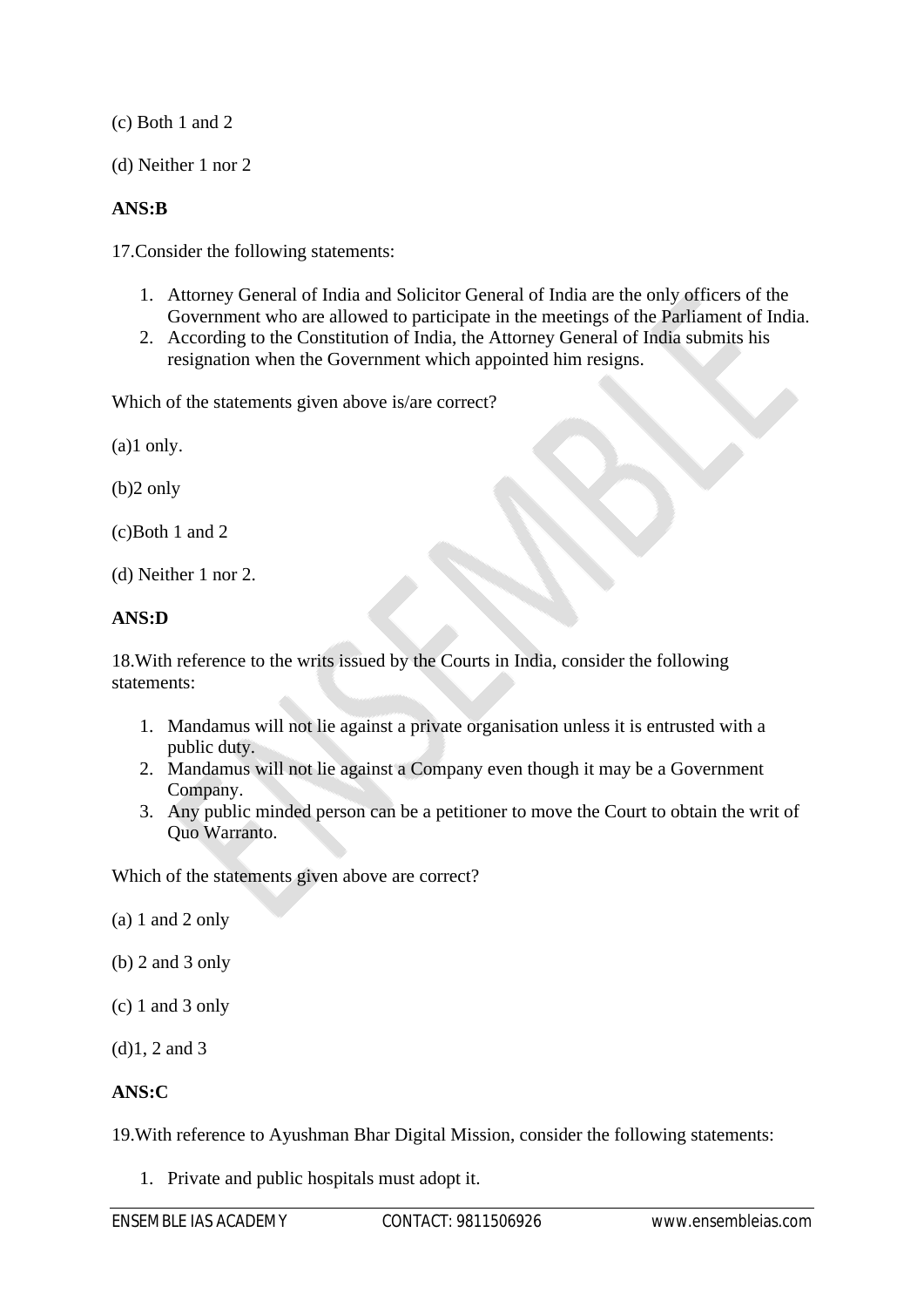(c) Both 1 and 2

(d) Neither 1 nor 2

**ANS:B**

17.Consider the following statements:

1. Attorney General of India and Solicitor General of India are the only officers of the Government who are allowed to participate in the meetings of the Parliament of India.
2. According to the Constitution of India, the Attorney General of India submits his resignation when the Government which appointed him resigns.

Which of the statements given above is/are correct?

(a)1 only.

(b)2 only

(c)Both 1 and 2

(d) Neither 1 nor 2.

**ANS:D**

18.With reference to the writs issued by the Courts in India, consider the following statements:

1. Mandamus will not lie against a private organisation unless it is entrusted with a public duty.
2. Mandamus will not lie against a Company even though it may be a Government Company.
3. Any public minded person can be a petitioner to move the Court to obtain the writ of Quo Warranto.

Which of the statements given above are correct?

(a) 1 and 2 only

(b) 2 and 3 only

(c) 1 and 3 only

(d)1, 2 and 3

**ANS:C**

19.With reference to Ayushman Bhar Digital Mission, consider the following statements:

1. Private and public hospitals must adopt it.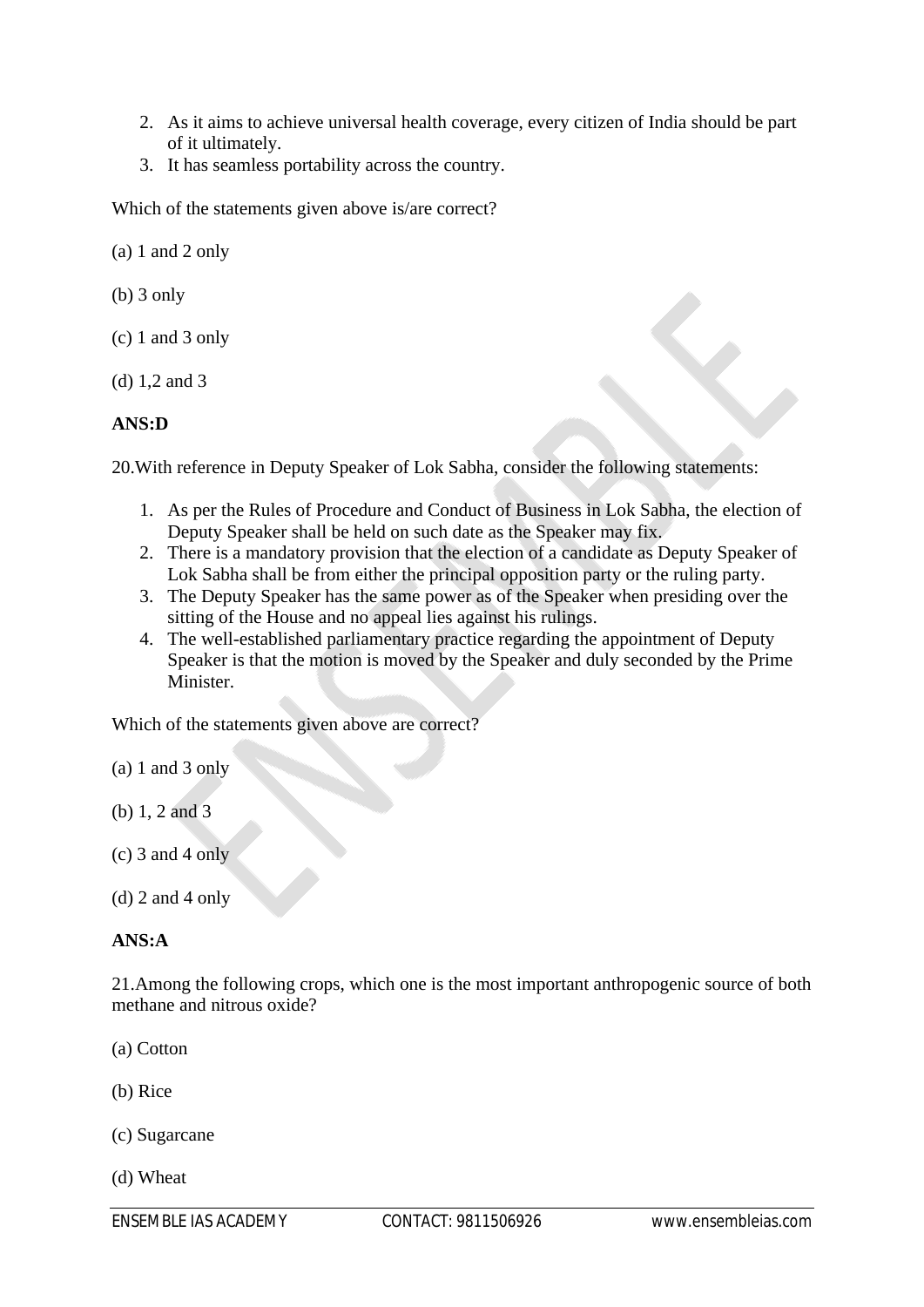2. As it aims to achieve universal health coverage, every citizen of India should be part of it ultimately.
3. It has seamless portability across the country.

Which of the statements given above is/are correct?

(a) 1 and 2 only

(b) 3 only

(c) 1 and 3 only

(d) 1,2 and 3

**ANS:D**

20.With reference in Deputy Speaker of Lok Sabha, consider the following statements:

1. As per the Rules of Procedure and Conduct of Business in Lok Sabha, the election of Deputy Speaker shall be held on such date as the Speaker may fix.
2. There is a mandatory provision that the election of a candidate as Deputy Speaker of Lok Sabha shall be from either the principal opposition party or the ruling party.
3. The Deputy Speaker has the same power as of the Speaker when presiding over the sitting of the House and no appeal lies against his rulings.
4. The well-established parliamentary practice regarding the appointment of Deputy Speaker is that the motion is moved by the Speaker and duly seconded by the Prime Minister.

Which of the statements given above are correct?

(a) 1 and 3 only

(b) 1, 2 and 3

(c) 3 and 4 only

(d) 2 and 4 only

**ANS:A**

21.Among the following crops, which one is the most important anthropogenic source of both methane and nitrous oxide?

(a) Cotton

(b) Rice

(c) Sugarcane

(d) Wheat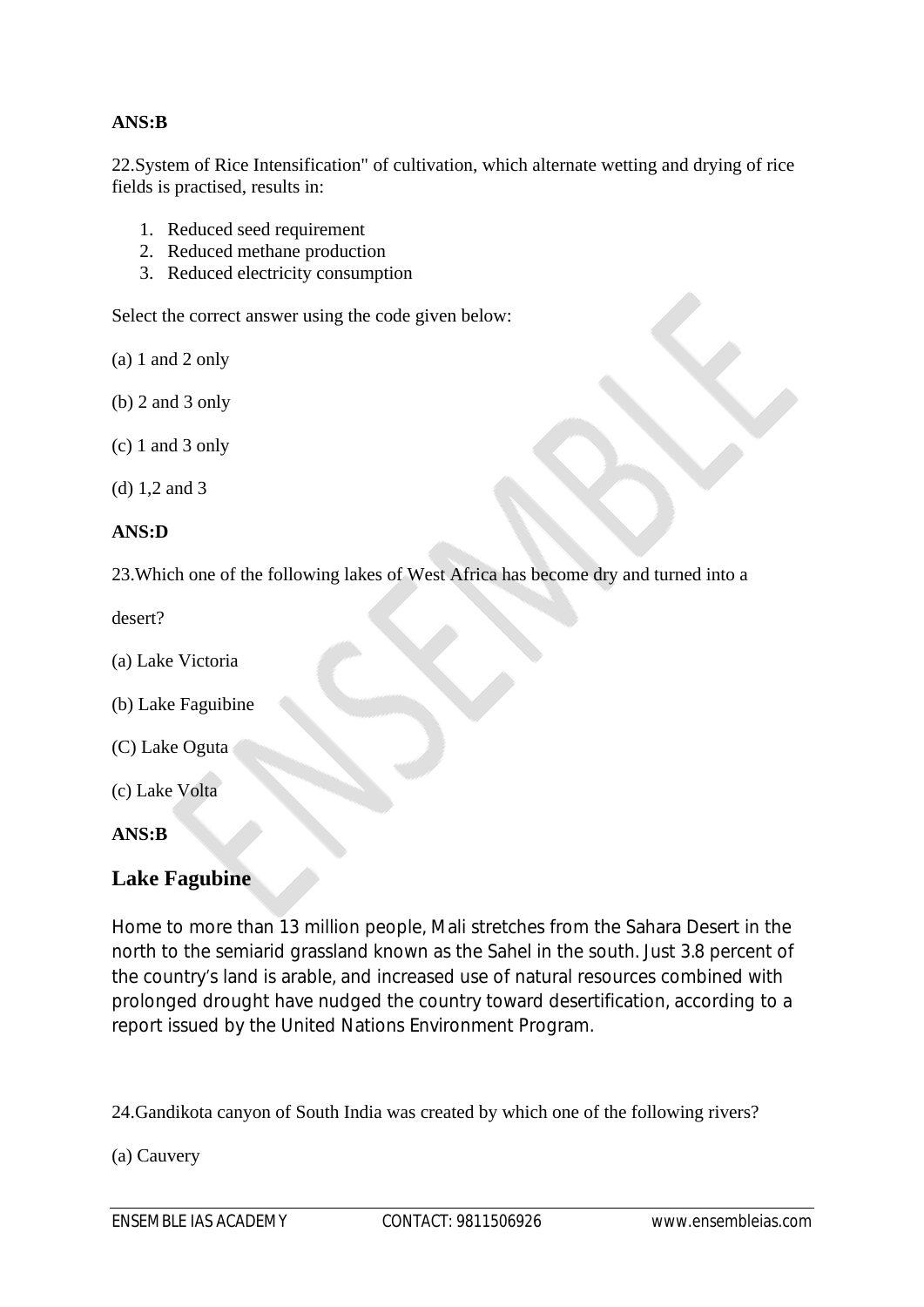**ANS:B**

22.System of Rice Intensification" of cultivation, which alternate wetting and drying of rice fields is practised, results in:

1. Reduced seed requirement
2. Reduced methane production
3. Reduced electricity consumption

Select the correct answer using the code given below:

(a) 1 and 2 only

(b) 2 and 3 only

(c) 1 and 3 only

(d) 1,2 and 3

**ANS:D**

23.Which one of the following lakes of West Africa has become dry and turned into a

desert?

(a) Lake Victoria

(b) Lake Faguibine

(C) Lake Oguta

(c) Lake Volta

**ANS:B**

## Lake Fagubine

Home to more than 13 million people, Mali stretches from the Sahara Desert in the north to the semiarid grassland known as the Sahel in the south. Just 3.8 percent of the country's land is arable, and increased use of natural resources combined with prolonged drought have nudged the country toward desertification, according to a report issued by the United Nations Environment Program.

24.Gandikota canyon of South India was created by which one of the following rivers?

(a) Cauvery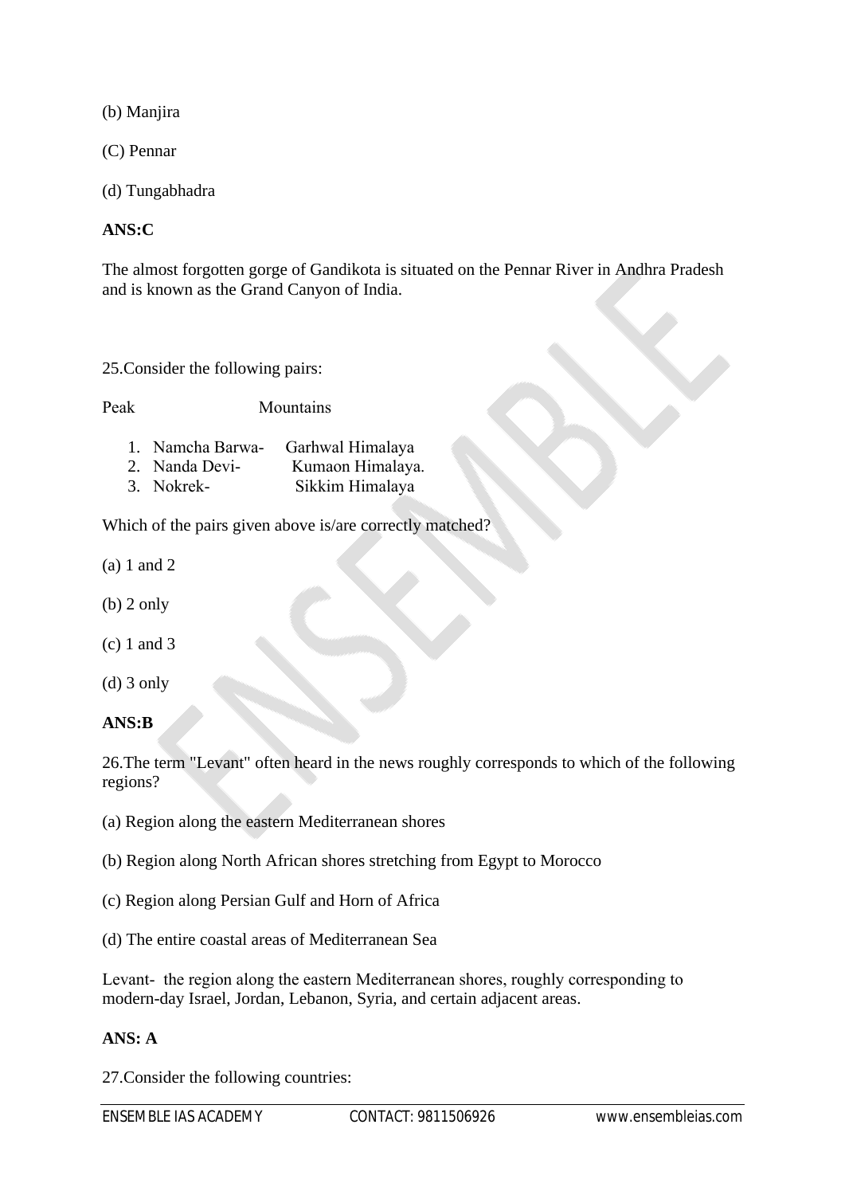(b) Manjira

(C) Pennar

(d) Tungabhadra

**ANS:C**

The almost forgotten gorge of Gandikota is situated on the Pennar River in Andhra Pradesh and is known as the Grand Canyon of India.

25.Consider the following pairs:

Peak                    Mountains

1. Namcha Barwa-     Garhwal Himalaya
2. Nanda Devi-        Kumaon Himalaya.
3. Nokrek-             Sikkim Himalaya

Which of the pairs given above is/are correctly matched?

(a) 1 and 2

(b) 2 only

(c) 1 and 3

(d) 3 only

**ANS:B**

26.The term "Levant" often heard in the news roughly corresponds to which of the following regions?

(a) Region along the eastern Mediterranean shores

(b) Region along North African shores stretching from Egypt to Morocco

(c) Region along Persian Gulf and Horn of Africa

(d) The entire coastal areas of Mediterranean Sea

Levant-  the region along the eastern Mediterranean shores, roughly corresponding to modern-day Israel, Jordan, Lebanon, Syria, and certain adjacent areas.

**ANS: A**

27.Consider the following countries: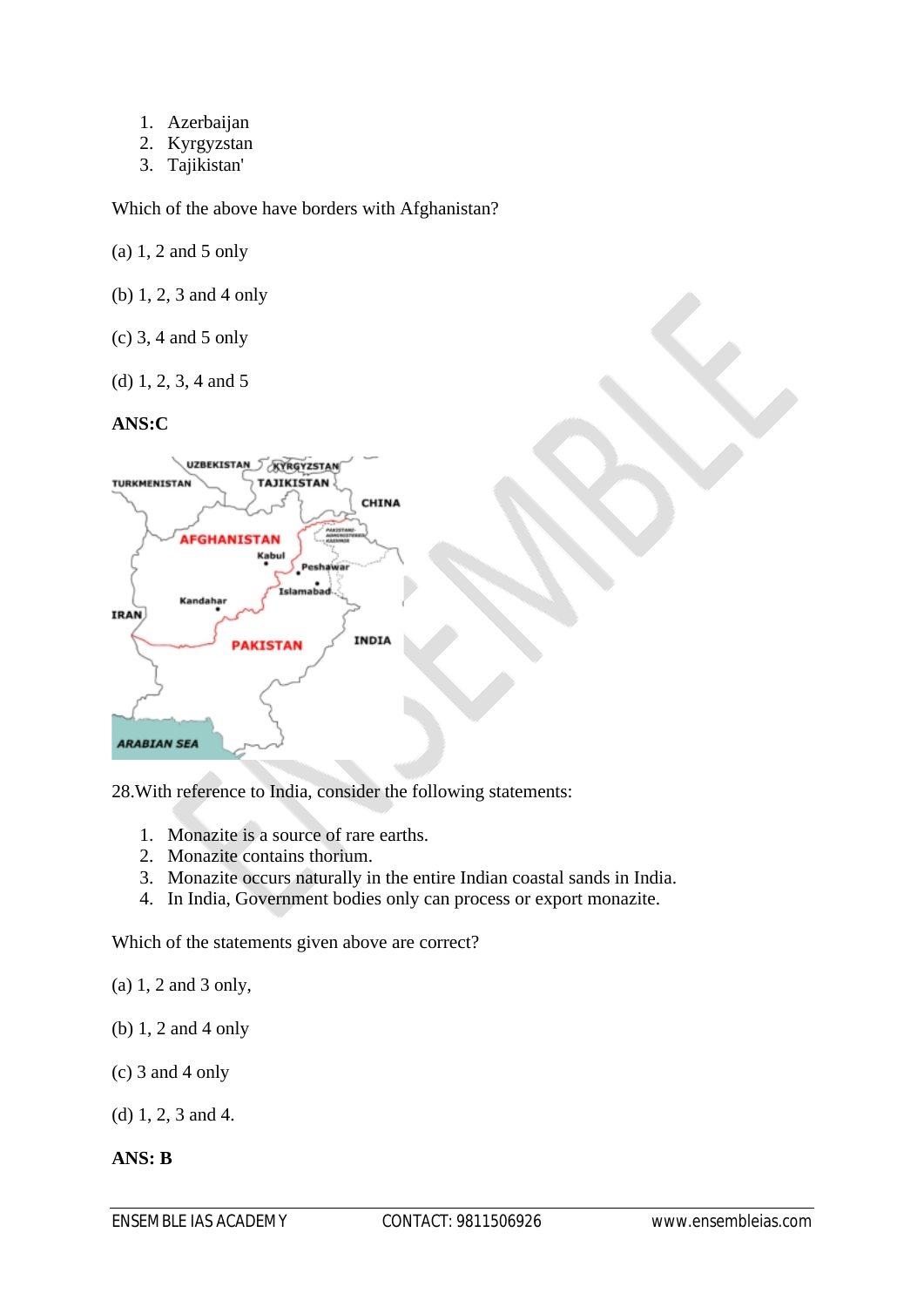1. Azerbaijan
2. Kyrgyzstan
3. Tajikistan'

Which of the above have borders with Afghanistan?

(a) 1, 2 and 5 only

(b) 1, 2, 3 and 4 only

(c) 3, 4 and 5 only

(d) 1, 2, 3, 4 and 5

**ANS:C**

28.With reference to India, consider the following statements:

1. Monazite is a source of rare earths.
2. Monazite contains thorium.
3. Monazite occurs naturally in the entire Indian coastal sands in India.
4. In India, Government bodies only can process or export monazite.

Which of the statements given above are correct?

(a) 1, 2 and 3 only,

(b) 1, 2 and 4 only

(c) 3 and 4 only

(d) 1, 2, 3 and 4.

**ANS: B**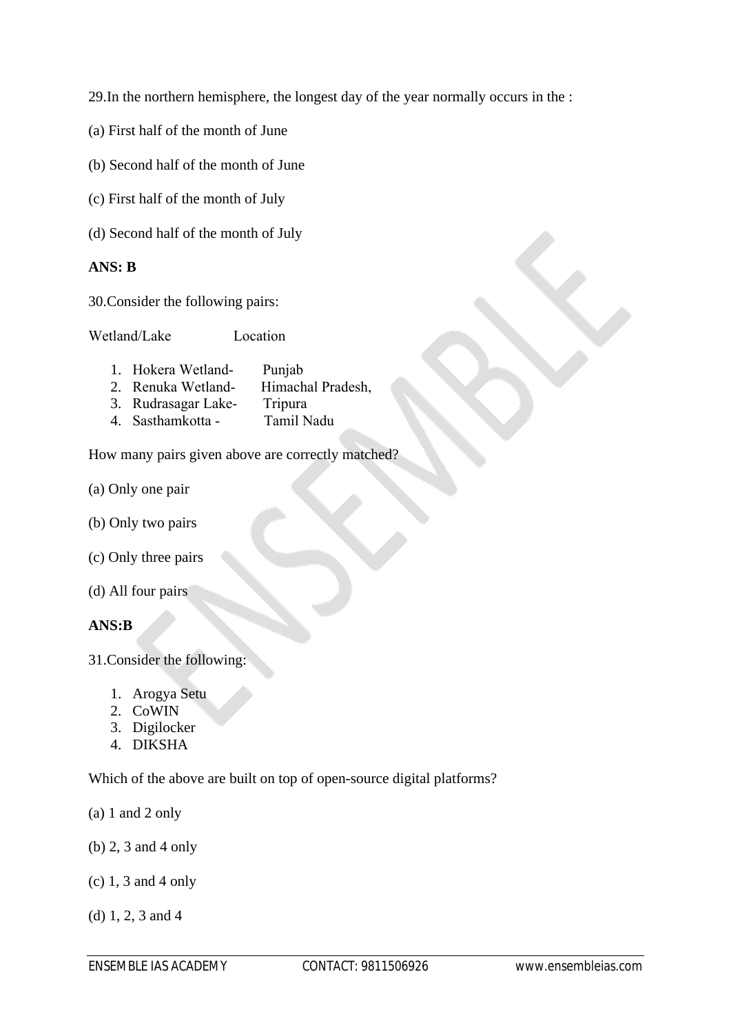29.In the northern hemisphere, the longest day of the year normally occurs in the :

(a) First half of the month of June

(b) Second half of the month of June

(c) First half of the month of July

(d) Second half of the month of July

**ANS: B**

30.Consider the following pairs:

Wetland/Lake Location

1. Hokera Wetland- Punjab
2. Renuka Wetland- Himachal Pradesh,
3. Rudrasagar Lake- Tripura
4. Sasthamkotta - Tamil Nadu

How many pairs given above are correctly matched?

(a) Only one pair

(b) Only two pairs

(c) Only three pairs

(d) All four pairs

**ANS:B**

31.Consider the following:

1. Arogya Setu
2. CoWIN
3. Digilocker
4. DIKSHA

Which of the above are built on top of open-source digital platforms?

(a) 1 and 2 only

(b) 2, 3 and 4 only

(c) 1, 3 and 4 only

(d) 1, 2, 3 and 4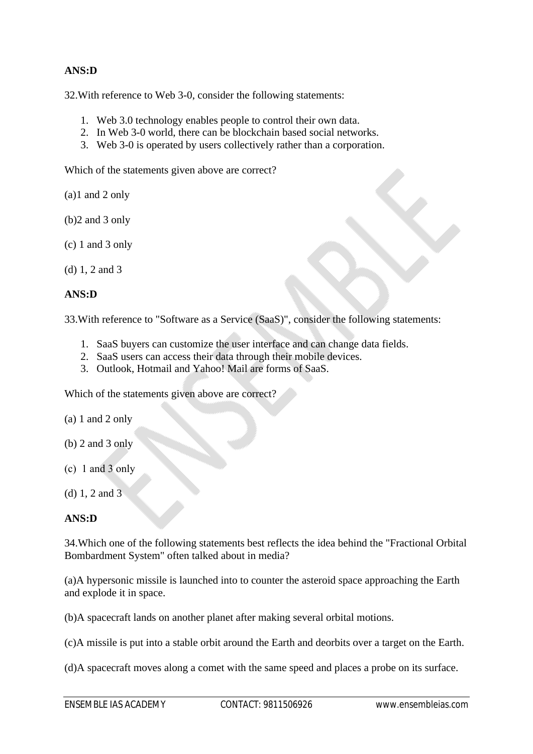**ANS:D**

32.With reference to Web 3-0, consider the following statements:

1. Web 3.0 technology enables people to control their own data.
2. In Web 3-0 world, there can be blockchain based social networks.
3. Web 3-0 is operated by users collectively rather than a corporation.

Which of the statements given above are correct?

(a)1 and 2 only

(b)2 and 3 only

(c) 1 and 3 only

(d) 1, 2 and 3

**ANS:D**

33.With reference to "Software as a Service (SaaS)", consider the following statements:

1. SaaS buyers can customize the user interface and can change data fields.
2. SaaS users can access their data through their mobile devices.
3. Outlook, Hotmail and Yahoo! Mail are forms of SaaS.

Which of the statements given above are correct?

(a) 1 and 2 only

(b) 2 and 3 only

(c) 1 and 3 only

(d) 1, 2 and 3

**ANS:D**

34.Which one of the following statements best reflects the idea behind the "Fractional Orbital Bombardment System" often talked about in media?

(a)A hypersonic missile is launched into to counter the asteroid space approaching the Earth and explode it in space.

(b)A spacecraft lands on another planet after making several orbital motions.

(c)A missile is put into a stable orbit around the Earth and deorbits over a target on the Earth.

(d)A spacecraft moves along a comet with the same speed and places a probe on its surface.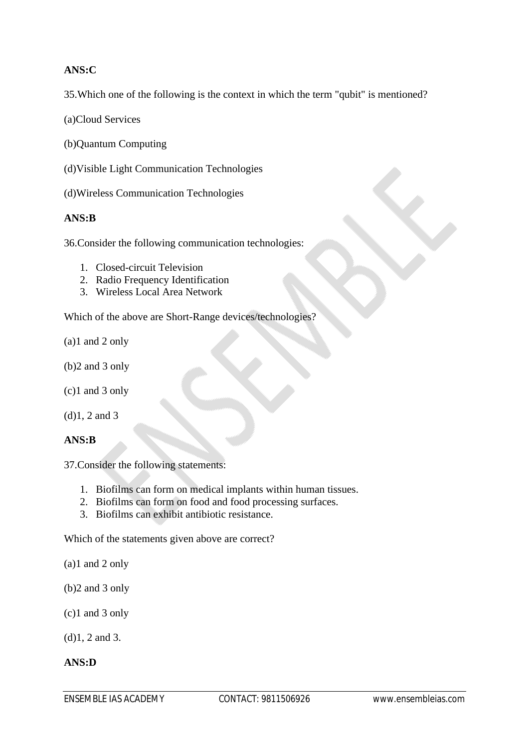**ANS:C**

35.Which one of the following is the context in which the term "qubit" is mentioned?

(a)Cloud Services

(b)Quantum Computing

(d)Visible Light Communication Technologies

(d)Wireless Communication Technologies

**ANS:B**

36.Consider the following communication technologies:

1. Closed-circuit Television
2. Radio Frequency Identification
3. Wireless Local Area Network

Which of the above are Short-Range devices/technologies?

(a)1 and 2 only

(b)2 and 3 only

(c)1 and 3 only

(d)1, 2 and 3

**ANS:B**

37.Consider the following statements:

1. Biofilms can form on medical implants within human tissues.
2. Biofilms can form on food and food processing surfaces.
3. Biofilms can exhibit antibiotic resistance.

Which of the statements given above are correct?

(a)1 and 2 only

(b)2 and 3 only

(c)1 and 3 only

(d)1, 2 and 3.

**ANS:D**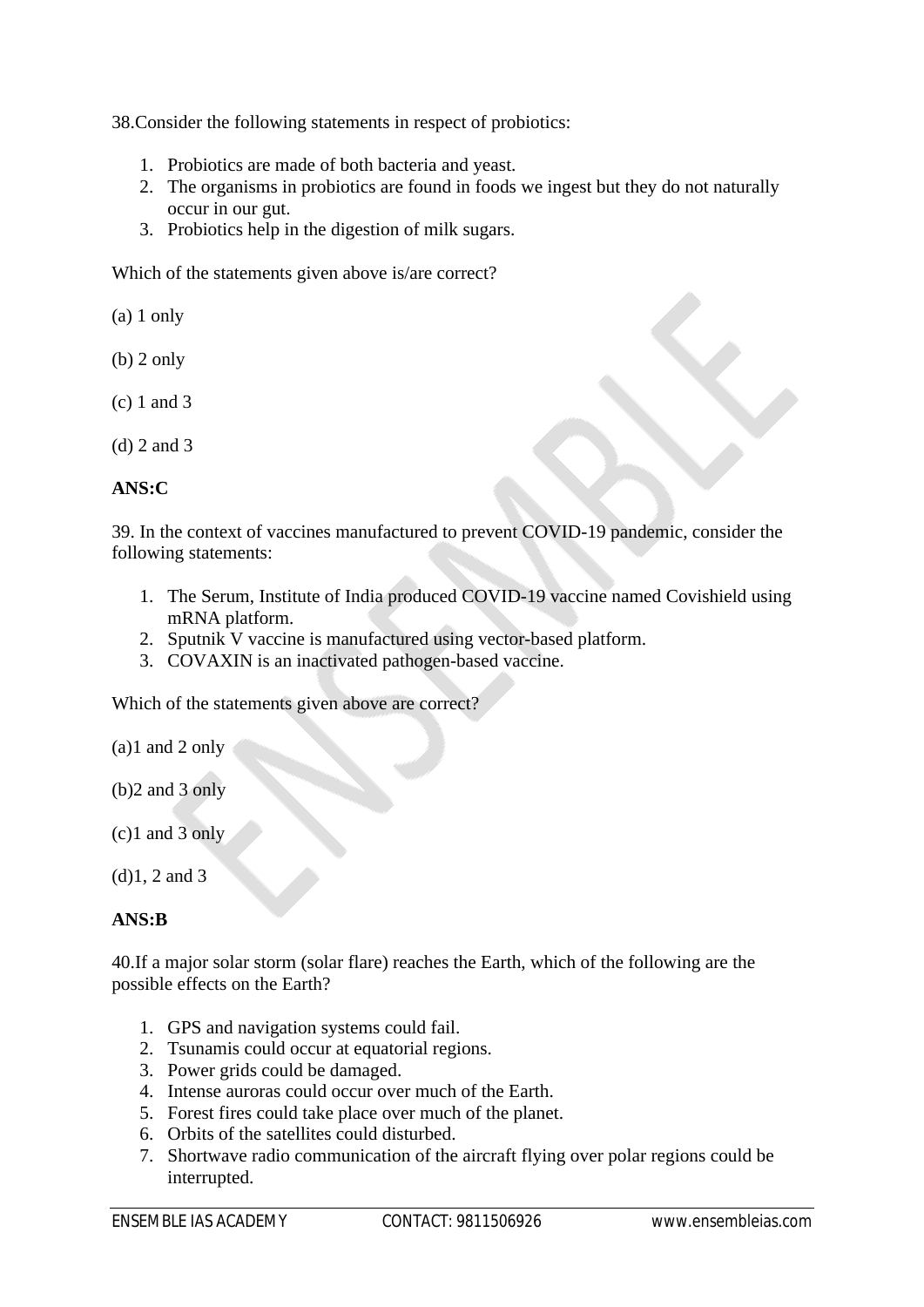38.Consider the following statements in respect of probiotics:

1. Probiotics are made of both bacteria and yeast.
2. The organisms in probiotics are found in foods we ingest but they do not naturally occur in our gut.
3. Probiotics help in the digestion of milk sugars.

Which of the statements given above is/are correct?

(a) 1 only

(b) 2 only

(c) 1 and 3

(d) 2 and 3

**ANS:C**

39. In the context of vaccines manufactured to prevent COVID-19 pandemic, consider the following statements:

1. The Serum, Institute of India produced COVID-19 vaccine named Covishield using mRNA platform.
2. Sputnik V vaccine is manufactured using vector-based platform.
3. COVAXIN is an inactivated pathogen-based vaccine.

Which of the statements given above are correct?

(a)1 and 2 only

(b)2 and 3 only

(c)1 and 3 only

(d)1, 2 and 3

**ANS:B**

40.If a major solar storm (solar flare) reaches the Earth, which of the following are the possible effects on the Earth?

1. GPS and navigation systems could fail.
2. Tsunamis could occur at equatorial regions.
3. Power grids could be damaged.
4. Intense auroras could occur over much of the Earth.
5. Forest fires could take place over much of the planet.
6. Orbits of the satellites could disturbed.
7. Shortwave radio communication of the aircraft flying over polar regions could be interrupted.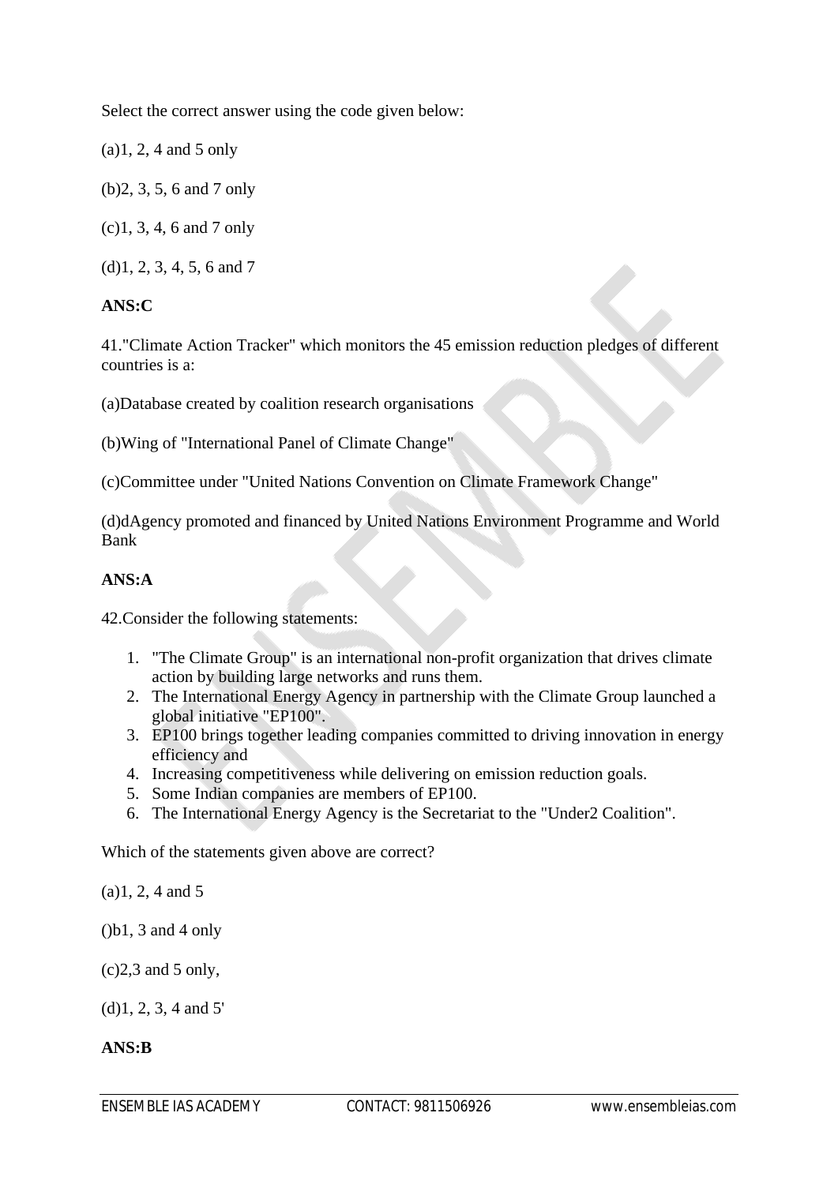Select the correct answer using the code given below:

(a)1, 2, 4 and 5 only

(b)2, 3, 5, 6 and 7 only

(c)1, 3, 4, 6 and 7 only

(d)1, 2, 3, 4, 5, 6 and 7

**ANS:C**

41."Climate Action Tracker" which monitors the 45 emission reduction pledges of different countries is a:

(a)Database created by coalition research organisations

(b)Wing of "International Panel of Climate Change"

(c)Committee under "United Nations Convention on Climate Framework Change"

(d)dAgency promoted and financed by United Nations Environment Programme and World Bank

**ANS:A**

42.Consider the following statements:

1. "The Climate Group" is an international non-profit organization that drives climate action by building large networks and runs them.
2. The International Energy Agency in partnership with the Climate Group launched a global initiative "EP100".
3. EP100 brings together leading companies committed to driving innovation in energy efficiency and
4. Increasing competitiveness while delivering on emission reduction goals.
5. Some Indian companies are members of EP100.
6. The International Energy Agency is the Secretariat to the "Under2 Coalition".

Which of the statements given above are correct?

(a)1, 2, 4 and 5

()b1, 3 and 4 only

(c)2,3 and 5 only,

(d)1, 2, 3, 4 and 5'

**ANS:B**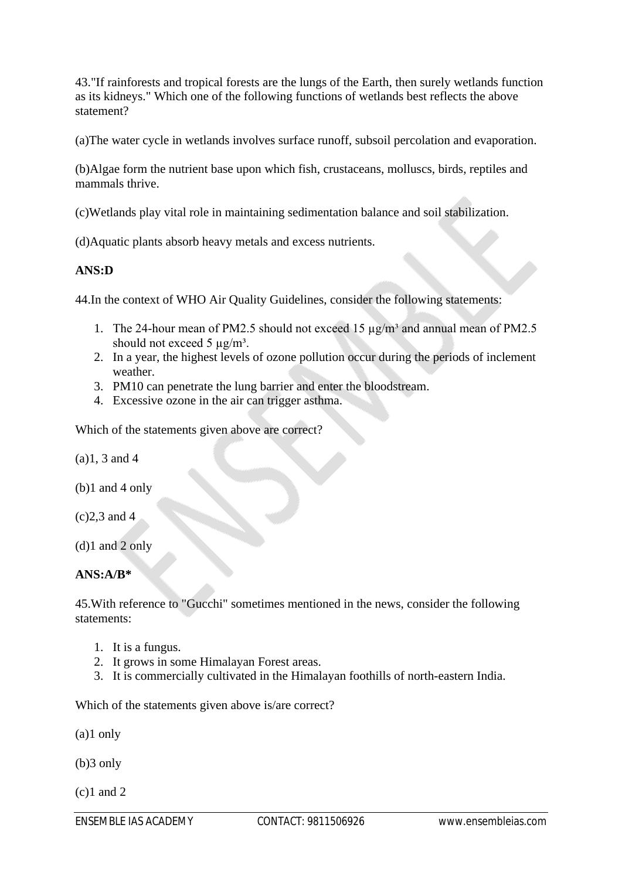43."If rainforests and tropical forests are the lungs of the Earth, then surely wetlands function as its kidneys." Which one of the following functions of wetlands best reflects the above statement?

(a)The water cycle in wetlands involves surface runoff, subsoil percolation and evaporation.

(b)Algae form the nutrient base upon which fish, crustaceans, molluscs, birds, reptiles and mammals thrive.

(c)Wetlands play vital role in maintaining sedimentation balance and soil stabilization.

(d)Aquatic plants absorb heavy metals and excess nutrients.

**ANS:D**

44.In the context of WHO Air Quality Guidelines, consider the following statements:

1. The 24-hour mean of PM2.5 should not exceed 15 $\mu g/m^3$ and annual mean of PM2.5 should not exceed 5 $\mu g/m^3$.
2. In a year, the highest levels of ozone pollution occur during the periods of inclement weather.
3. PM10 can penetrate the lung barrier and enter the bloodstream.
4. Excessive ozone in the air can trigger asthma.

Which of the statements given above are correct?

(a)1, 3 and 4

(b)1 and 4 only

(c)2,3 and 4

(d)1 and 2 only

**ANS:A/B***

45.With reference to "Gucchi" sometimes mentioned in the news, consider the following statements:

1. It is a fungus.
2. It grows in some Himalayan Forest areas.
3. It is commercially cultivated in the Himalayan foothills of north-eastern India.

Which of the statements given above is/are correct?

(a)1 only

(b)3 only

(c)1 and 2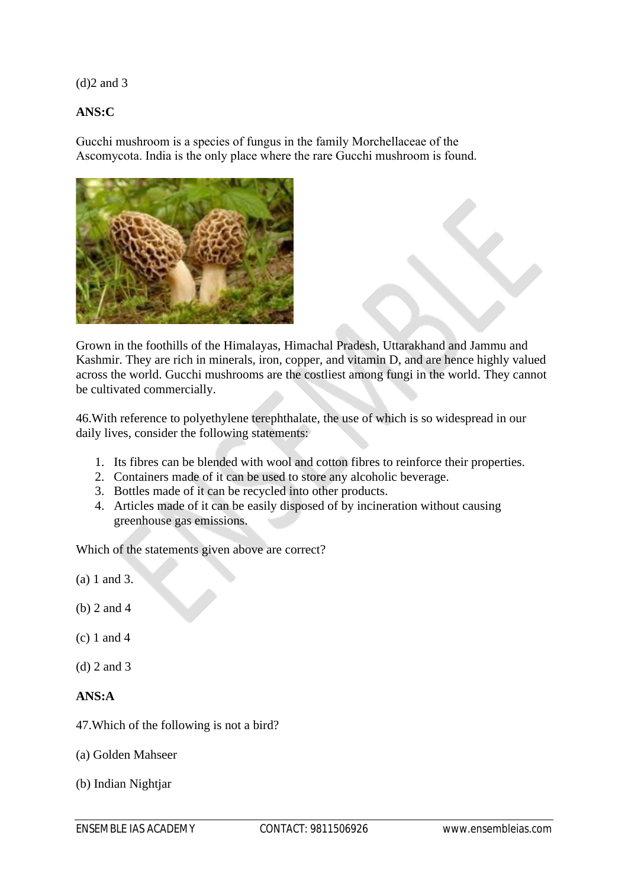(d)2 and 3

**ANS:C**

Gucchi mushroom is a species of fungus in the family Morchellaceae of the Ascomycota. India is the only place where the rare Gucchi mushroom is found.

Grown in the foothills of the Himalayas, Himachal Pradesh, Uttarakhand and Jammu and Kashmir. They are rich in minerals, iron, copper, and vitamin D, and are hence highly valued across the world. Gucchi mushrooms are the costliest among fungi in the world. They cannot be cultivated commercially.

46.With reference to polyethylene terephthalate, the use of which is so widespread in our daily lives, consider the following statements:

1. Its fibres can be blended with wool and cotton fibres to reinforce their properties.
2. Containers made of it can be used to store any alcoholic beverage.
3. Bottles made of it can be recycled into other products.
4. Articles made of it can be easily disposed of by incineration without causing greenhouse gas emissions.

Which of the statements given above are correct?

(a) 1 and 3.

(b) 2 and 4

(c) 1 and 4

(d) 2 and 3

**ANS:A**

47.Which of the following is not a bird?

(a) Golden Mahseer

(b) Indian Nightjar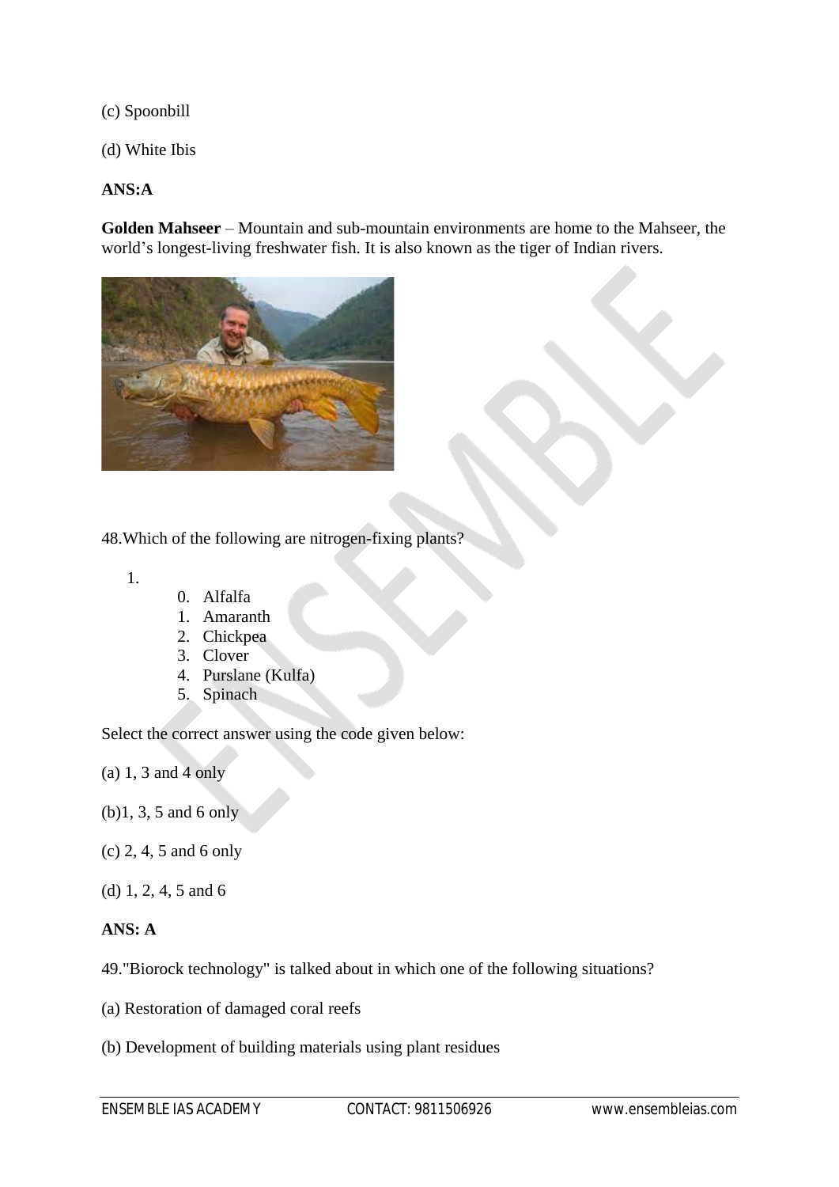(c) Spoonbill

(d) White Ibis

**ANS:A**

**Golden Mahseer** – Mountain and sub-mountain environments are home to the Mahseer, the world's longest-living freshwater fish. It is also known as the tiger of Indian rivers.

48.Which of the following are nitrogen-fixing plants?

1.
    0. Alfalfa
    1. Amaranth
    2. Chickpea
    3. Clover
    4. Purslane (Kulfa)
    5. Spinach

Select the correct answer using the code given below:

(a) 1, 3 and 4 only

(b)1, 3, 5 and 6 only

(c) 2, 4, 5 and 6 only

(d) 1, 2, 4, 5 and 6

**ANS: A**

49."Biorock technology" is talked about in which one of the following situations?

(a) Restoration of damaged coral reefs

(b) Development of building materials using plant residues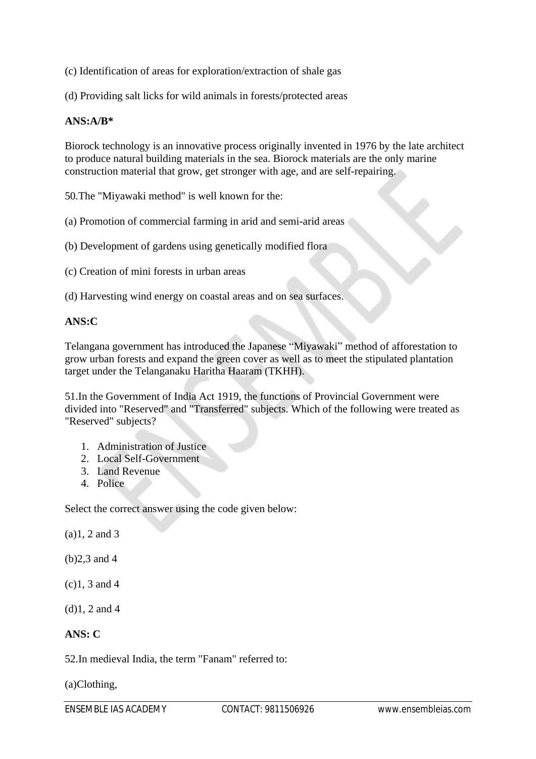(c) Identification of areas for exploration/extraction of shale gas

(d) Providing salt licks for wild animals in forests/protected areas

**ANS:A/B***

Biorock technology is an innovative process originally invented in 1976 by the late architect to produce natural building materials in the sea. Biorock materials are the only marine construction material that grow, get stronger with age, and are self-repairing.

50.The "Miyawaki method" is well known for the:

(a) Promotion of commercial farming in arid and semi-arid areas

(b) Development of gardens using genetically modified flora

(c) Creation of mini forests in urban areas

(d) Harvesting wind energy on coastal areas and on sea surfaces.

**ANS:C**

Telangana government has introduced the Japanese "Miyawaki" method of afforestation to grow urban forests and expand the green cover as well as to meet the stipulated plantation target under the Telanganaku Haritha Haaram (TKHH).

51.In the Government of India Act 1919, the functions of Provincial Government were divided into "Reserved" and "Transferred" subjects. Which of the following were treated as "Reserved" subjects?

1. Administration of Justice
2. Local Self-Government
3. Land Revenue
4. Police

Select the correct answer using the code given below:

(a)1, 2 and 3

(b)2,3 and 4

(c)1, 3 and 4

(d)1, 2 and 4

**ANS: C**

52.In medieval India, the term "Fanam" referred to:

(a)Clothing,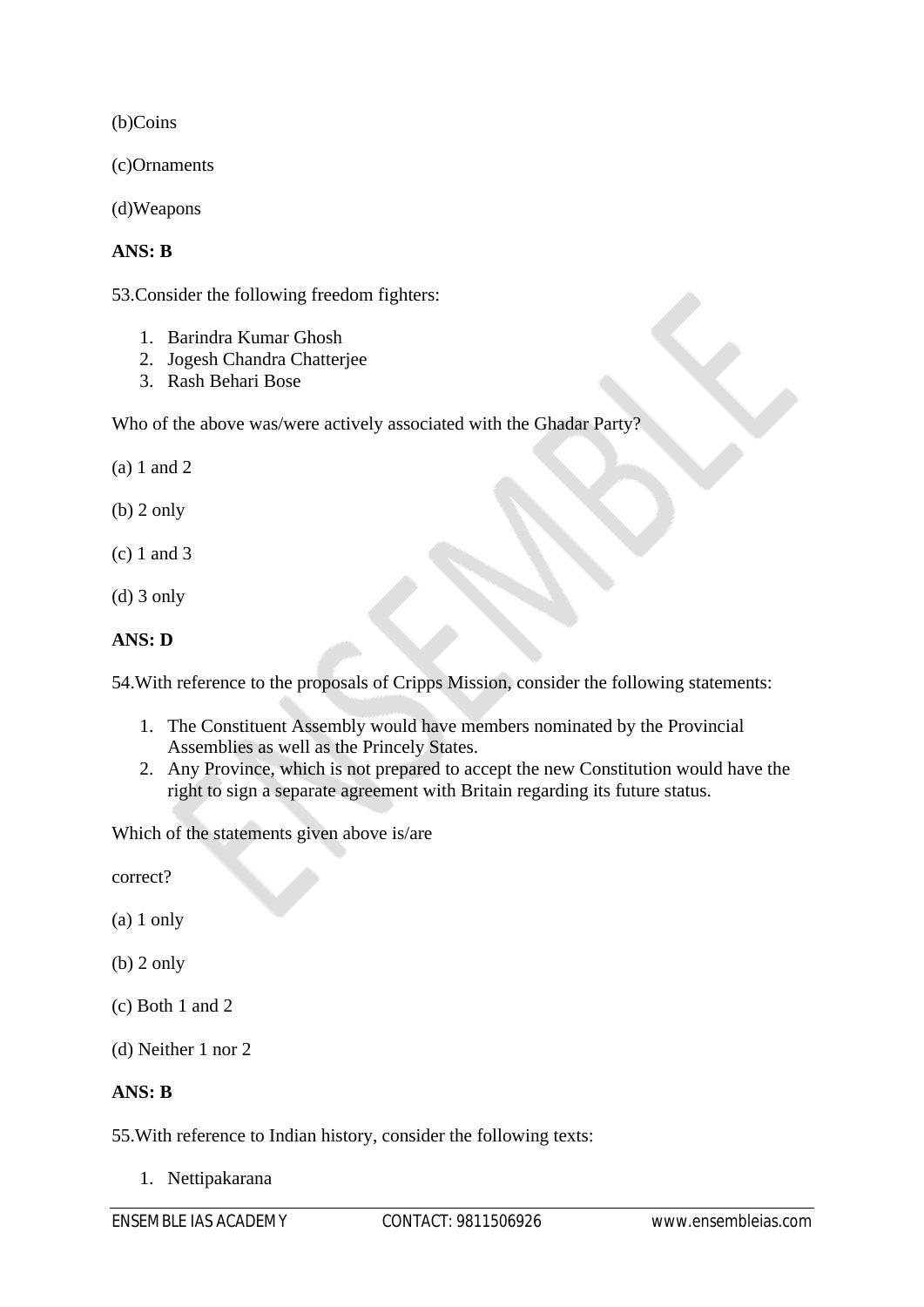(b)Coins

(c)Ornaments

(d)Weapons

**ANS: B**

53.Consider the following freedom fighters:

1. Barindra Kumar Ghosh
2. Jogesh Chandra Chatterjee
3. Rash Behari Bose

Who of the above was/were actively associated with the Ghadar Party?

(a) 1 and 2

(b) 2 only

(c) 1 and 3

(d) 3 only

**ANS: D**

54.With reference to the proposals of Cripps Mission, consider the following statements:

1. The Constituent Assembly would have members nominated by the Provincial Assemblies as well as the Princely States.
2. Any Province, which is not prepared to accept the new Constitution would have the right to sign a separate agreement with Britain regarding its future status.

Which of the statements given above is/are

correct?

(a) 1 only

(b) 2 only

(c) Both 1 and 2

(d) Neither 1 nor 2

**ANS: B**

55.With reference to Indian history, consider the following texts:

1. Nettipakarana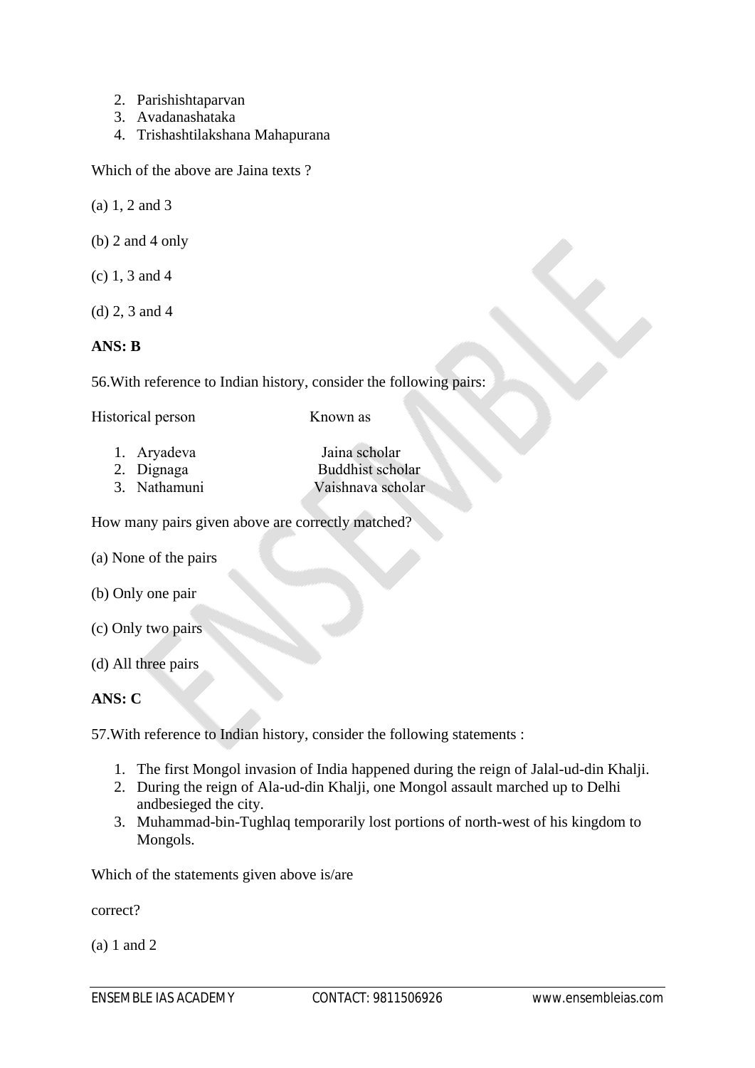2. Parishishtaparvan
3. Avadanashataka
4. Trishashtilakshana Mahapurana

Which of the above are Jaina texts ?

(a) 1, 2 and 3

(b) 2 and 4 only

(c) 1, 3 and 4

(d) 2, 3 and 4

**ANS: B**

56.With reference to Indian history, consider the following pairs:

| Historical person | Known as |
|---|---|
| 1. Aryadeva | Jaina scholar |
| 2. Dignaga | Buddhist scholar |
| 3. Nathamuni | Vaishnava scholar |

How many pairs given above are correctly matched?

(a) None of the pairs

(b) Only one pair

(c) Only two pairs

(d) All three pairs

**ANS: C**

57.With reference to Indian history, consider the following statements :

1. The first Mongol invasion of India happened during the reign of Jalal-ud-din Khalji.
2. During the reign of Ala-ud-din Khalji, one Mongol assault marched up to Delhi andbesieged the city.
3. Muhammad-bin-Tughlaq temporarily lost portions of north-west of his kingdom to Mongols.

Which of the statements given above is/are

correct?

(a) 1 and 2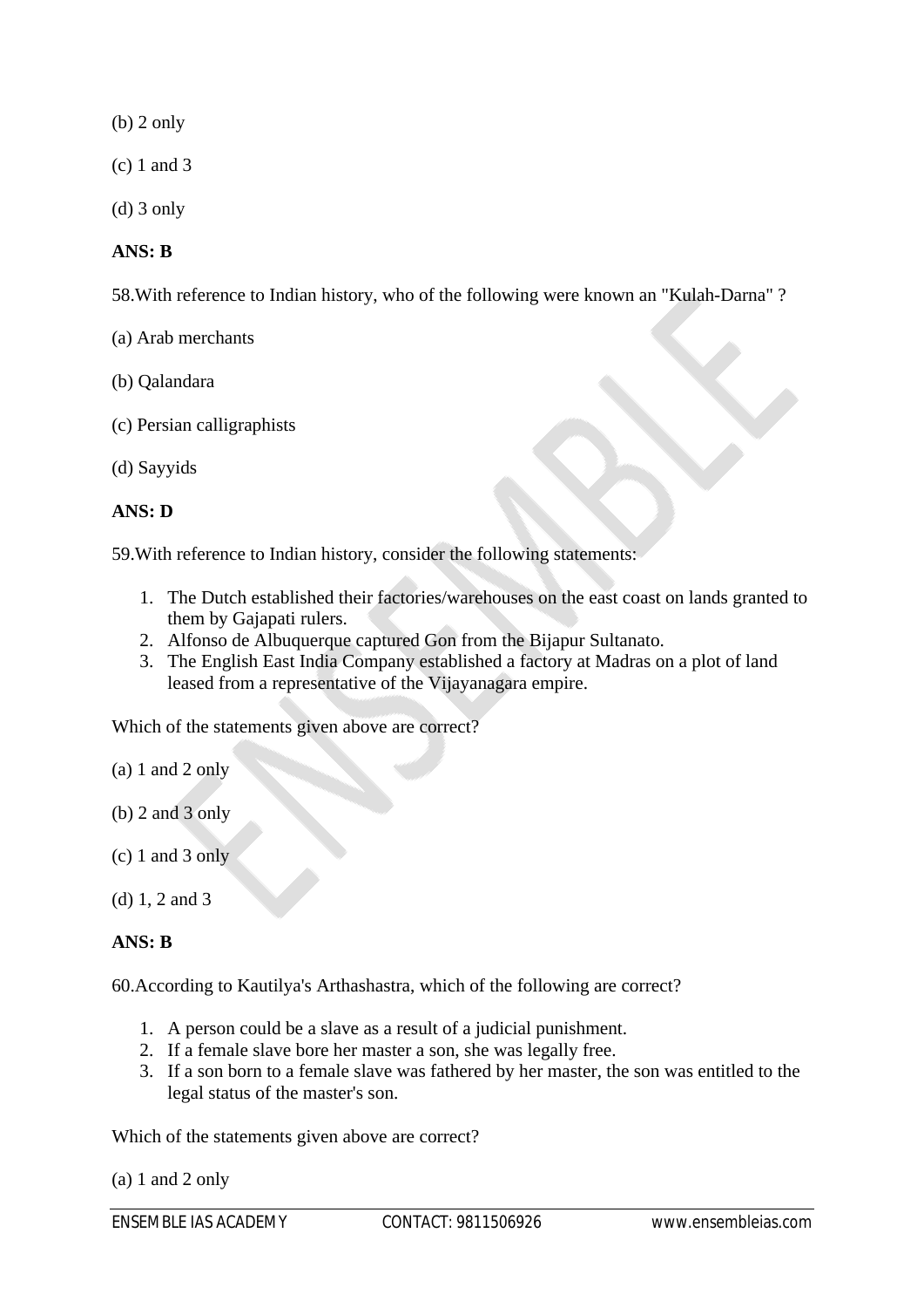(b) 2 only

(c) 1 and 3

(d) 3 only

**ANS: B**

58.With reference to Indian history, who of the following were known an "Kulah-Darna" ?

(a) Arab merchants

(b) Qalandara

(c) Persian calligraphists

(d) Sayyids

**ANS: D**

59.With reference to Indian history, consider the following statements:

1. The Dutch established their factories/warehouses on the east coast on lands granted to them by Gajapati rulers.
2. Alfonso de Albuquerque captured Gon from the Bijapur Sultanato.
3. The English East India Company established a factory at Madras on a plot of land leased from a representative of the Vijayanagara empire.

Which of the statements given above are correct?

(a) 1 and 2 only

(b) 2 and 3 only

(c) 1 and 3 only

(d) 1, 2 and 3

**ANS: B**

60.According to Kautilya's Arthashastra, which of the following are correct?

1. A person could be a slave as a result of a judicial punishment.
2. If a female slave bore her master a son, she was legally free.
3. If a son born to a female slave was fathered by her master, the son was entitled to the legal status of the master's son.

Which of the statements given above are correct?

(a) 1 and 2 only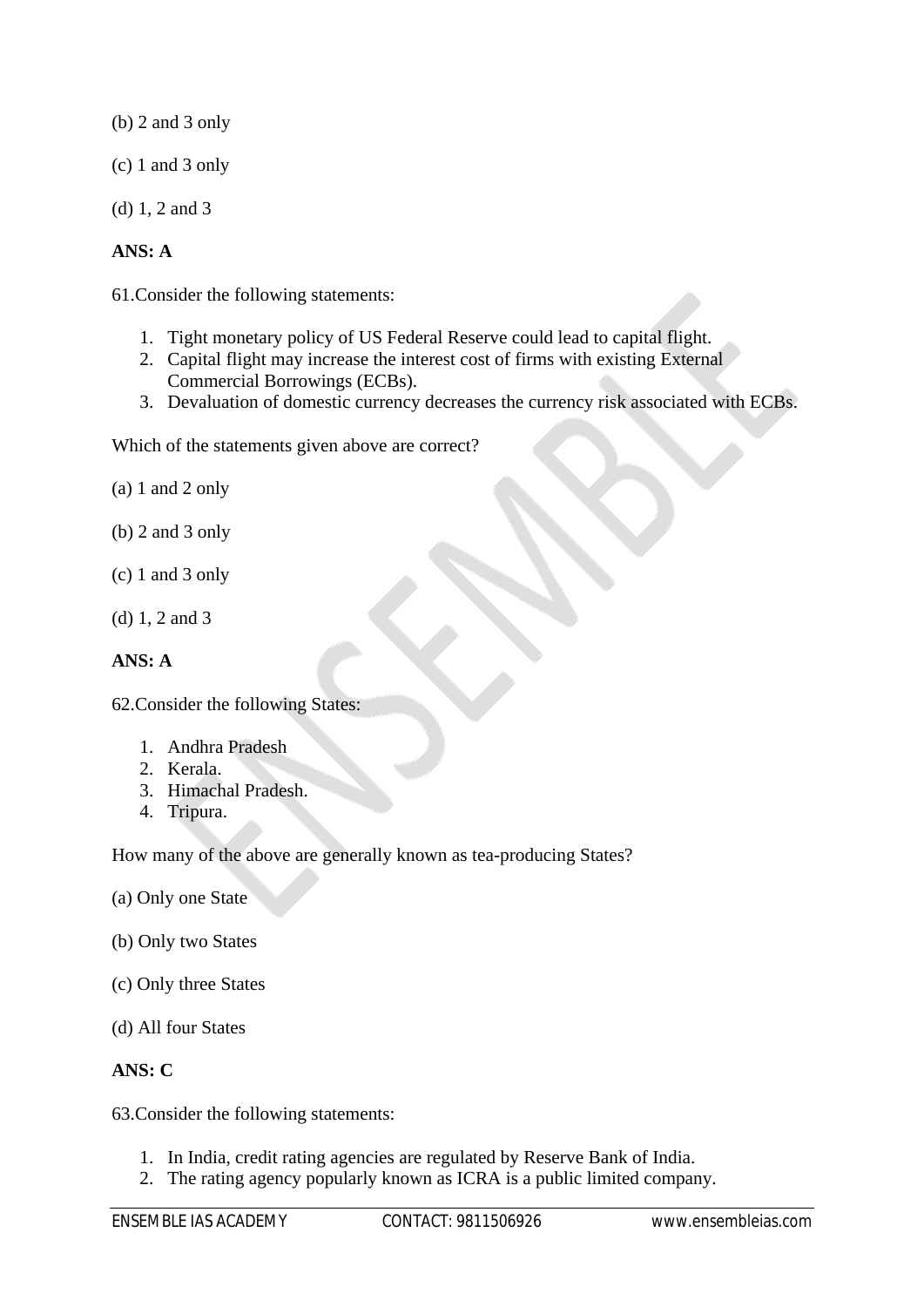(b) 2 and 3 only

(c) 1 and 3 only

(d) 1, 2 and 3

**ANS: A**

61.Consider the following statements:

1. Tight monetary policy of US Federal Reserve could lead to capital flight.
2. Capital flight may increase the interest cost of firms with existing External Commercial Borrowings (ECBs).
3. Devaluation of domestic currency decreases the currency risk associated with ECBs.

Which of the statements given above are correct?

(a) 1 and 2 only

(b) 2 and 3 only

(c) 1 and 3 only

(d) 1, 2 and 3

**ANS: A**

62.Consider the following States:

1. Andhra Pradesh
2. Kerala.
3. Himachal Pradesh.
4. Tripura.

How many of the above are generally known as tea-producing States?

(a) Only one State

(b) Only two States

(c) Only three States

(d) All four States

**ANS: C**

63.Consider the following statements:

1. In India, credit rating agencies are regulated by Reserve Bank of India.
2. The rating agency popularly known as ICRA is a public limited company.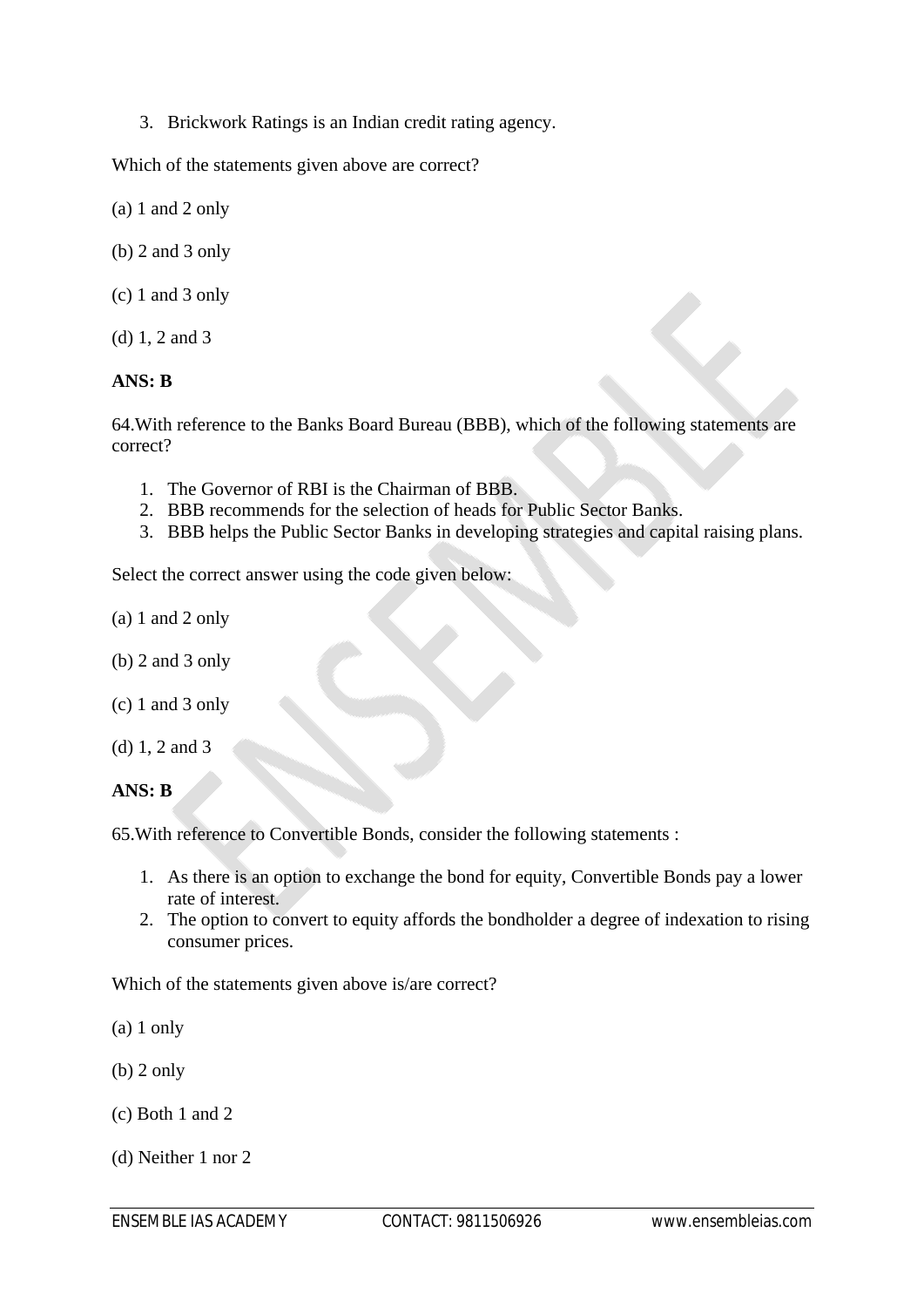3. Brickwork Ratings is an Indian credit rating agency.

Which of the statements given above are correct?

(a) 1 and 2 only

(b) 2 and 3 only

(c) 1 and 3 only

(d) 1, 2 and 3

**ANS: B**

64.With reference to the Banks Board Bureau (BBB), which of the following statements are correct?

1. The Governor of RBI is the Chairman of BBB.
2. BBB recommends for the selection of heads for Public Sector Banks.
3. BBB helps the Public Sector Banks in developing strategies and capital raising plans.

Select the correct answer using the code given below:

(a) 1 and 2 only

(b) 2 and 3 only

(c) 1 and 3 only

(d) 1, 2 and 3

**ANS: B**

65.With reference to Convertible Bonds, consider the following statements :

1. As there is an option to exchange the bond for equity, Convertible Bonds pay a lower rate of interest.
2. The option to convert to equity affords the bondholder a degree of indexation to rising consumer prices.

Which of the statements given above is/are correct?

(a) 1 only

(b) 2 only

(c) Both 1 and 2

(d) Neither 1 nor 2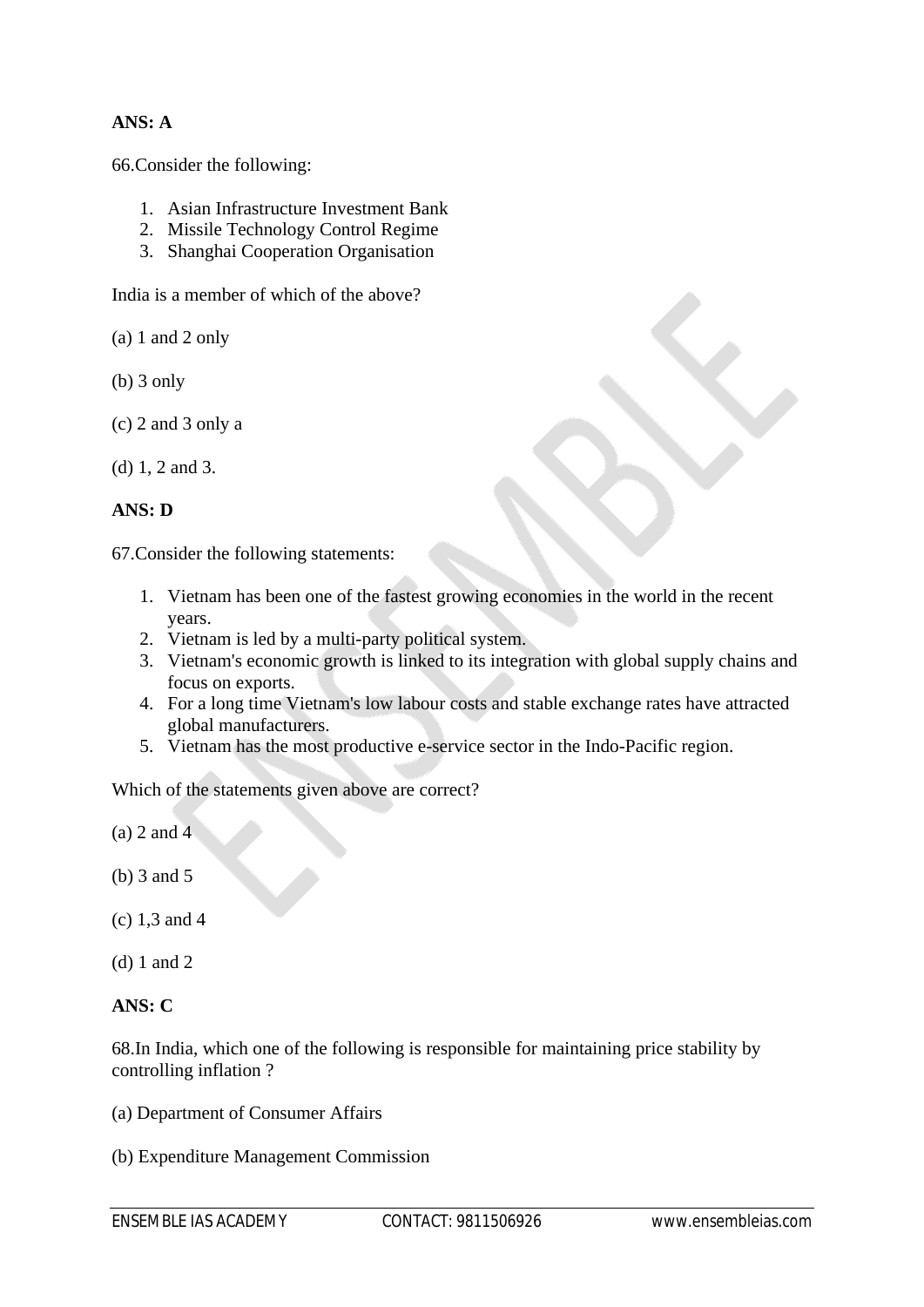**ANS: A**

66.Consider the following:

1. Asian Infrastructure Investment Bank
2. Missile Technology Control Regime
3. Shanghai Cooperation Organisation

India is a member of which of the above?

(a) 1 and 2 only

(b) 3 only

(c) 2 and 3 only a

(d) 1, 2 and 3.

**ANS: D**

67.Consider the following statements:

1. Vietnam has been one of the fastest growing economies in the world in the recent years.
2. Vietnam is led by a multi-party political system.
3. Vietnam's economic growth is linked to its integration with global supply chains and focus on exports.
4. For a long time Vietnam's low labour costs and stable exchange rates have attracted global manufacturers.
5. Vietnam has the most productive e-service sector in the Indo-Pacific region.

Which of the statements given above are correct?

(a) 2 and 4

(b) 3 and 5

(c) 1,3 and 4

(d) 1 and 2

**ANS: C**

68.In India, which one of the following is responsible for maintaining price stability by controlling inflation ?

(a) Department of Consumer Affairs

(b) Expenditure Management Commission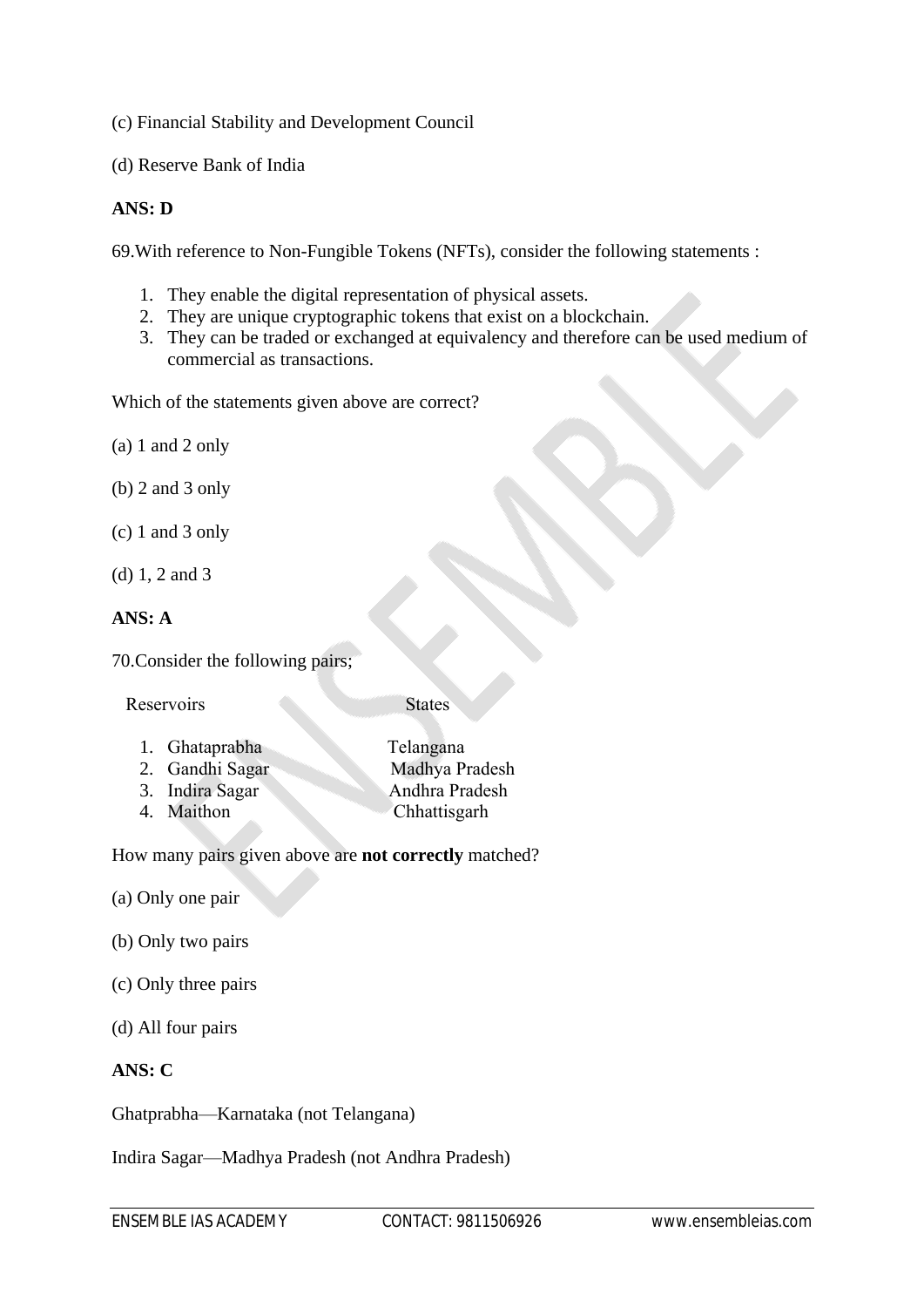(c) Financial Stability and Development Council

(d) Reserve Bank of India

**ANS: D**

69.With reference to Non-Fungible Tokens (NFTs), consider the following statements :

1. They enable the digital representation of physical assets.
2. They are unique cryptographic tokens that exist on a blockchain.
3. They can be traded or exchanged at equivalency and therefore can be used medium of commercial as transactions.

Which of the statements given above are correct?

(a) 1 and 2 only

(b) 2 and 3 only

(c) 1 and 3 only

(d) 1, 2 and 3

**ANS: A**

70.Consider the following pairs;

| Reservoirs | States |
|---|---|
| 1. Ghataprabha | Telangana |
| 2. Gandhi Sagar | Madhya Pradesh |
| 3. Indira Sagar | Andhra Pradesh |
| 4. Maithon | Chhattisgarh |

How many pairs given above are **not correctly** matched?

(a) Only one pair

(b) Only two pairs

(c) Only three pairs

(d) All four pairs

**ANS: C**

Ghatprabha—Karnataka (not Telangana)

Indira Sagar—Madhya Pradesh (not Andhra Pradesh)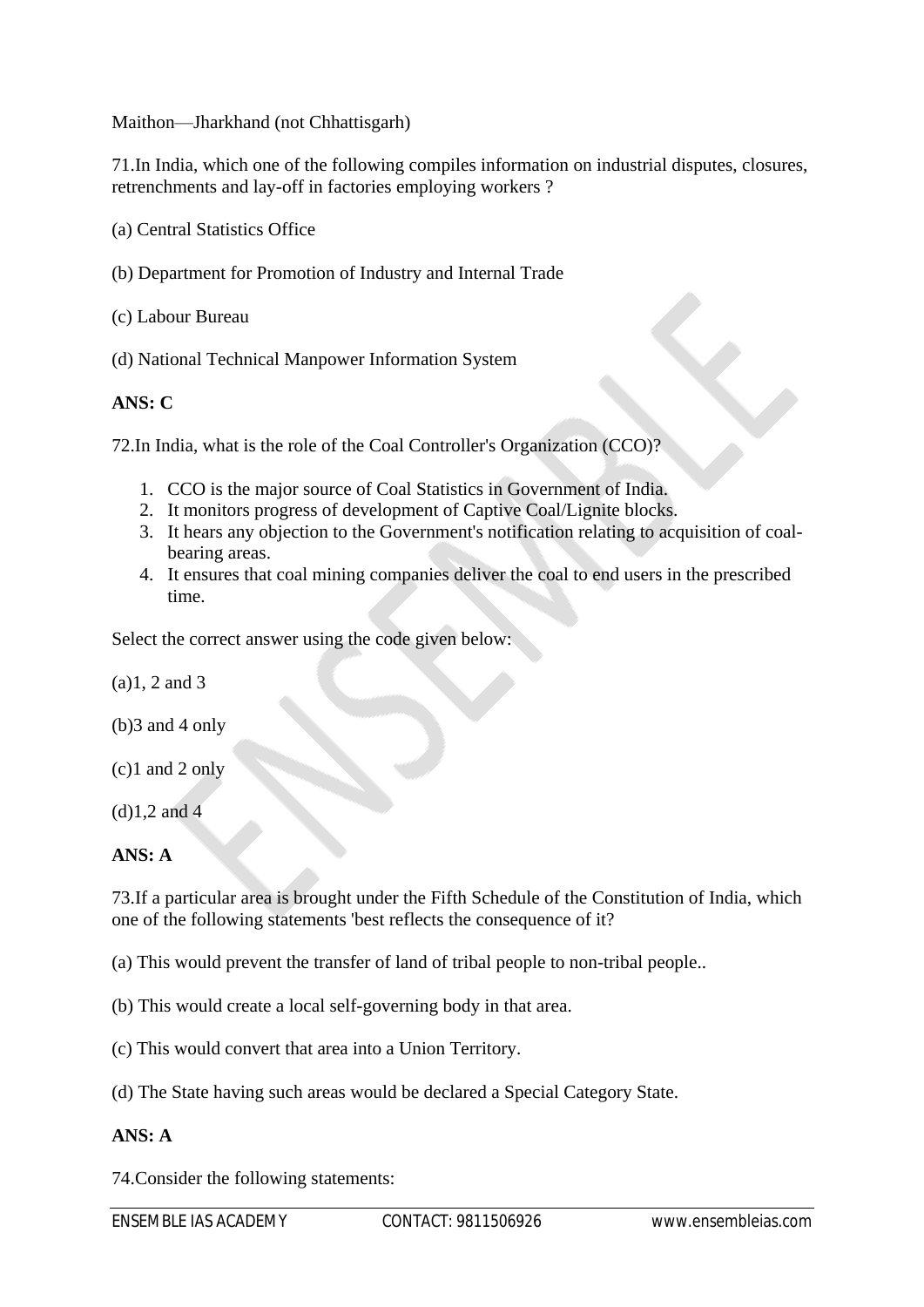Maithon—Jharkhand (not Chhattisgarh)

71.In India, which one of the following compiles information on industrial disputes, closures, retrenchments and lay-off in factories employing workers ?

(a) Central Statistics Office

(b) Department for Promotion of Industry and Internal Trade

(c) Labour Bureau

(d) National Technical Manpower Information System

**ANS: C**

72.In India, what is the role of the Coal Controller's Organization (CCO)?

1. CCO is the major source of Coal Statistics in Government of India.
2. It monitors progress of development of Captive Coal/Lignite blocks.
3. It hears any objection to the Government's notification relating to acquisition of coal-bearing areas.
4. It ensures that coal mining companies deliver the coal to end users in the prescribed time.

Select the correct answer using the code given below:

(a)1, 2 and 3

(b)3 and 4 only

(c)1 and 2 only

(d)1,2 and 4

**ANS: A**

73.If a particular area is brought under the Fifth Schedule of the Constitution of India, which one of the following statements 'best reflects the consequence of it?

(a) This would prevent the transfer of land of tribal people to non-tribal people..

(b) This would create a local self-governing body in that area.

(c) This would convert that area into a Union Territory.

(d) The State having such areas would be declared a Special Category State.

**ANS: A**

74.Consider the following statements: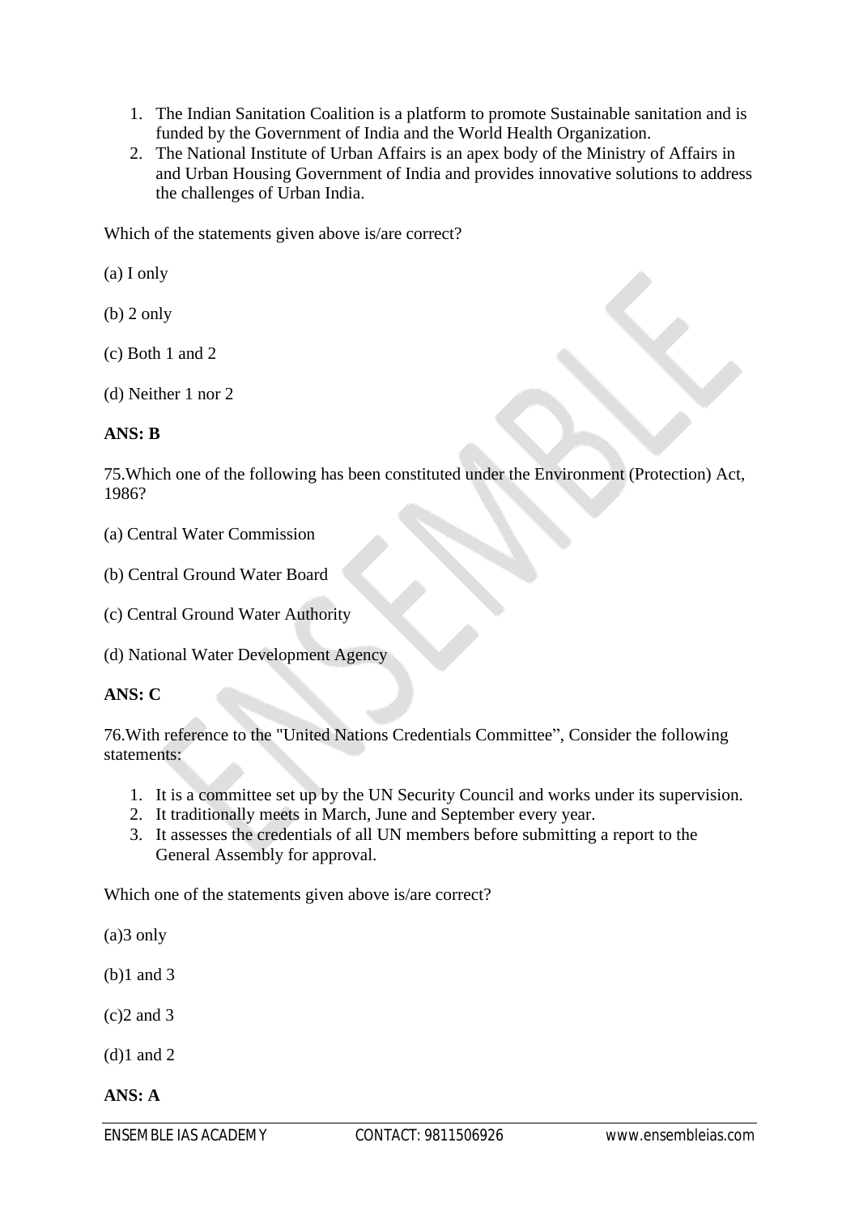1. The Indian Sanitation Coalition is a platform to promote Sustainable sanitation and is funded by the Government of India and the World Health Organization.
2. The National Institute of Urban Affairs is an apex body of the Ministry of Affairs in and Urban Housing Government of India and provides innovative solutions to address the challenges of Urban India.

Which of the statements given above is/are correct?

(a) I only

(b) 2 only

(c) Both 1 and 2

(d) Neither 1 nor 2

**ANS: B**

75.Which one of the following has been constituted under the Environment (Protection) Act, 1986?

(a) Central Water Commission

(b) Central Ground Water Board

(c) Central Ground Water Authority

(d) National Water Development Agency

**ANS: C**

76.With reference to the "United Nations Credentials Committee", Consider the following statements:

1. It is a committee set up by the UN Security Council and works under its supervision.
2. It traditionally meets in March, June and September every year.
3. It assesses the credentials of all UN members before submitting a report to the General Assembly for approval.

Which one of the statements given above is/are correct?

(a)3 only

(b)1 and 3

(c)2 and 3

(d)1 and 2

**ANS: A**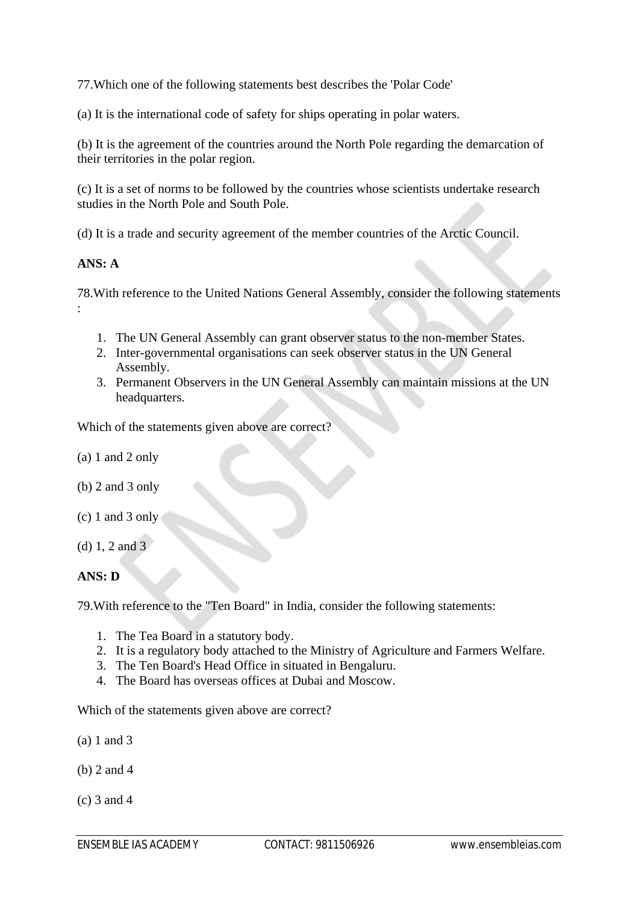77.Which one of the following statements best describes the 'Polar Code'

(a) It is the international code of safety for ships operating in polar waters.

(b) It is the agreement of the countries around the North Pole regarding the demarcation of their territories in the polar region.

(c) It is a set of norms to be followed by the countries whose scientists undertake research studies in the North Pole and South Pole.

(d) It is a trade and security agreement of the member countries of the Arctic Council.

**ANS: A**

78.With reference to the United Nations General Assembly, consider the following statements :

1. The UN General Assembly can grant observer status to the non-member States.
2. Inter-governmental organisations can seek observer status in the UN General Assembly.
3. Permanent Observers in the UN General Assembly can maintain missions at the UN headquarters.

Which of the statements given above are correct?

(a) 1 and 2 only

(b) 2 and 3 only

(c) 1 and 3 only

(d) 1, 2 and 3

**ANS: D**

79.With reference to the "Ten Board" in India, consider the following statements:

1. The Tea Board in a statutory body.
2. It is a regulatory body attached to the Ministry of Agriculture and Farmers Welfare.
3. The Ten Board's Head Office in situated in Bengaluru.
4. The Board has overseas offices at Dubai and Moscow.

Which of the statements given above are correct?

(a) 1 and 3

(b) 2 and 4

(c) 3 and 4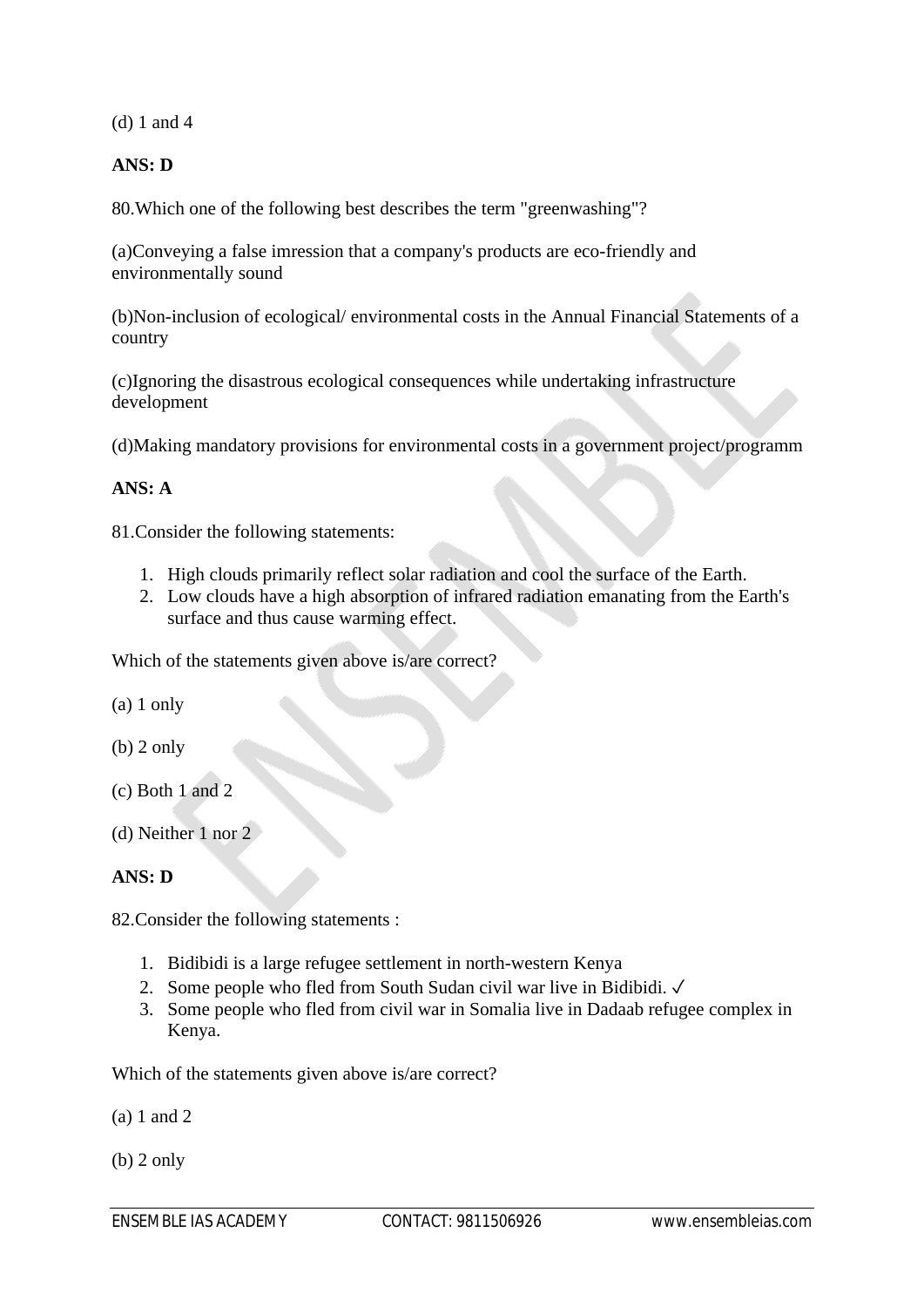(d) 1 and 4

**ANS: D**

80.Which one of the following best describes the term "greenwashing"?

(a)Conveying a false imression that a company's products are eco-friendly and environmentally sound

(b)Non-inclusion of ecological/ environmental costs in the Annual Financial Statements of a country

(c)Ignoring the disastrous ecological consequences while undertaking infrastructure development

(d)Making mandatory provisions for environmental costs in a government project/programm

**ANS: A**

81.Consider the following statements:

1. High clouds primarily reflect solar radiation and cool the surface of the Earth.
2. Low clouds have a high absorption of infrared radiation emanating from the Earth's surface and thus cause warming effect.

Which of the statements given above is/are correct?

(a) 1 only

(b) 2 only

(c) Both 1 and 2

(d) Neither 1 nor 2

**ANS: D**

82.Consider the following statements :

1. Bidibidi is a large refugee settlement in north-western Kenya
2. Some people who fled from South Sudan civil war live in Bidibidi. ✓
3. Some people who fled from civil war in Somalia live in Dadaab refugee complex in Kenya.

Which of the statements given above is/are correct?

(a) 1 and 2

(b) 2 only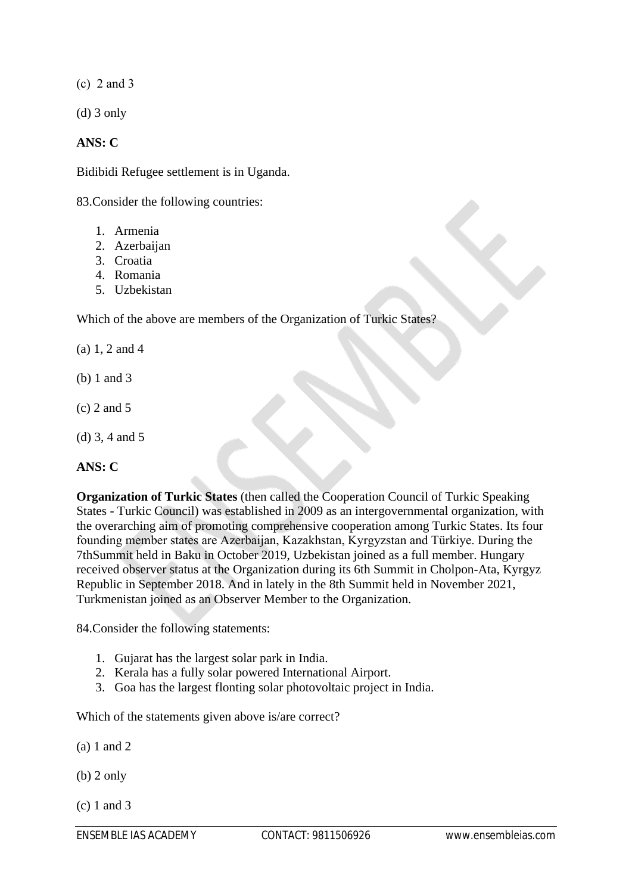(c) 2 and 3

(d) 3 only

**ANS: C**

Bidibidi Refugee settlement is in Uganda.

83.Consider the following countries:

1. Armenia
2. Azerbaijan
3. Croatia
4. Romania
5. Uzbekistan

Which of the above are members of the Organization of Turkic States?

(a) 1, 2 and 4

(b) 1 and 3

(c) 2 and 5

(d) 3, 4 and 5

**ANS: C**

**Organization of Turkic States** (then called the Cooperation Council of Turkic Speaking States - Turkic Council) was established in 2009 as an intergovernmental organization, with the overarching aim of promoting comprehensive cooperation among Turkic States. Its four founding member states are Azerbaijan, Kazakhstan, Kyrgyzstan and Türkiye. During the 7thSummit held in Baku in October 2019, Uzbekistan joined as a full member. Hungary received observer status at the Organization during its 6th Summit in Cholpon-Ata, Kyrgyz Republic in September 2018. And in lately in the 8th Summit held in November 2021, Turkmenistan joined as an Observer Member to the Organization.

84.Consider the following statements:

1. Gujarat has the largest solar park in India.
2. Kerala has a fully solar powered International Airport.
3. Goa has the largest flonting solar photovoltaic project in India.

Which of the statements given above is/are correct?

(a) 1 and 2

(b) 2 only

(c) 1 and 3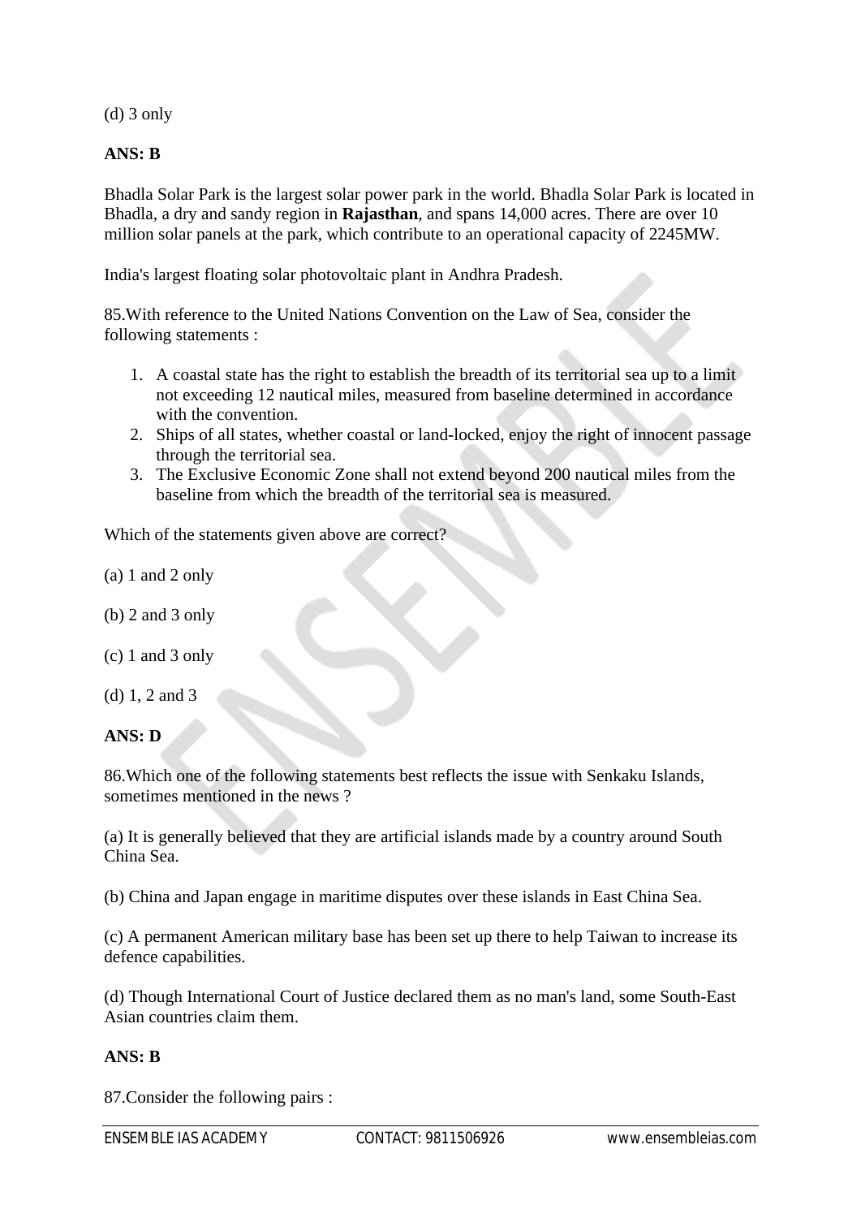(d) 3 only

**ANS: B**

Bhadla Solar Park is the largest solar power park in the world. Bhadla Solar Park is located in Bhadla, a dry and sandy region in **Rajasthan**, and spans 14,000 acres. There are over 10 million solar panels at the park, which contribute to an operational capacity of 2245MW.

India's largest floating solar photovoltaic plant in Andhra Pradesh.

85.With reference to the United Nations Convention on the Law of Sea, consider the following statements :

1. A coastal state has the right to establish the breadth of its territorial sea up to a limit not exceeding 12 nautical miles, measured from baseline determined in accordance with the convention.
2. Ships of all states, whether coastal or land-locked, enjoy the right of innocent passage through the territorial sea.
3. The Exclusive Economic Zone shall not extend beyond 200 nautical miles from the baseline from which the breadth of the territorial sea is measured.

Which of the statements given above are correct?

(a) 1 and 2 only

(b) 2 and 3 only

(c) 1 and 3 only

(d) 1, 2 and 3

**ANS: D**

86.Which one of the following statements best reflects the issue with Senkaku Islands, sometimes mentioned in the news ?

(a) It is generally believed that they are artificial islands made by a country around South China Sea.

(b) China and Japan engage in maritime disputes over these islands in East China Sea.

(c) A permanent American military base has been set up there to help Taiwan to increase its defence capabilities.

(d) Though International Court of Justice declared them as no man's land, some South-East Asian countries claim them.

**ANS: B**

87.Consider the following pairs :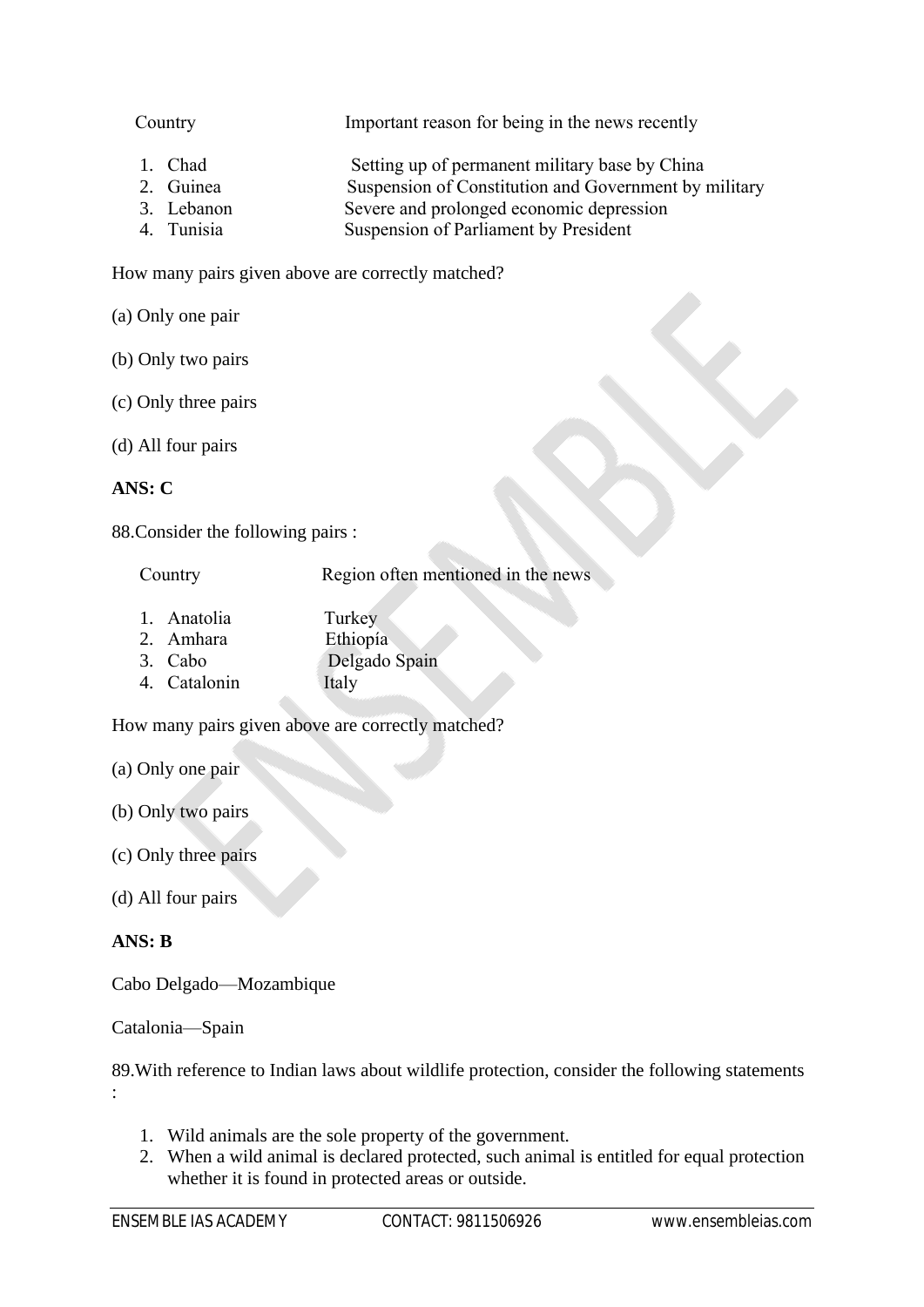| Country | Important reason for being in the news recently |
|---|---|
| 1. Chad | Setting up of permanent military base by China |
| 2. Guinea | Suspension of Constitution and Government by military |
| 3. Lebanon | Severe and prolonged economic depression |
| 4. Tunisia | Suspension of Parliament by President |

How many pairs given above are correctly matched?

(a) Only one pair

(b) Only two pairs

(c) Only three pairs

(d) All four pairs

**ANS: C**

88.Consider the following pairs :

| Country | Region often mentioned in the news |
|---|---|
| 1. Anatolia | Turkey |
| 2. Amhara | Ethiopia |
| 3. Cabo | Delgado Spain |
| 4. Catalonin | Italy |

How many pairs given above are correctly matched?

(a) Only one pair

(b) Only two pairs

(c) Only three pairs

(d) All four pairs

**ANS: B**

Cabo Delgado—Mozambique

Catalonia—Spain

89.With reference to Indian laws about wildlife protection, consider the following statements :

1. Wild animals are the sole property of the government.
2. When a wild animal is declared protected, such animal is entitled for equal protection whether it is found in protected areas or outside.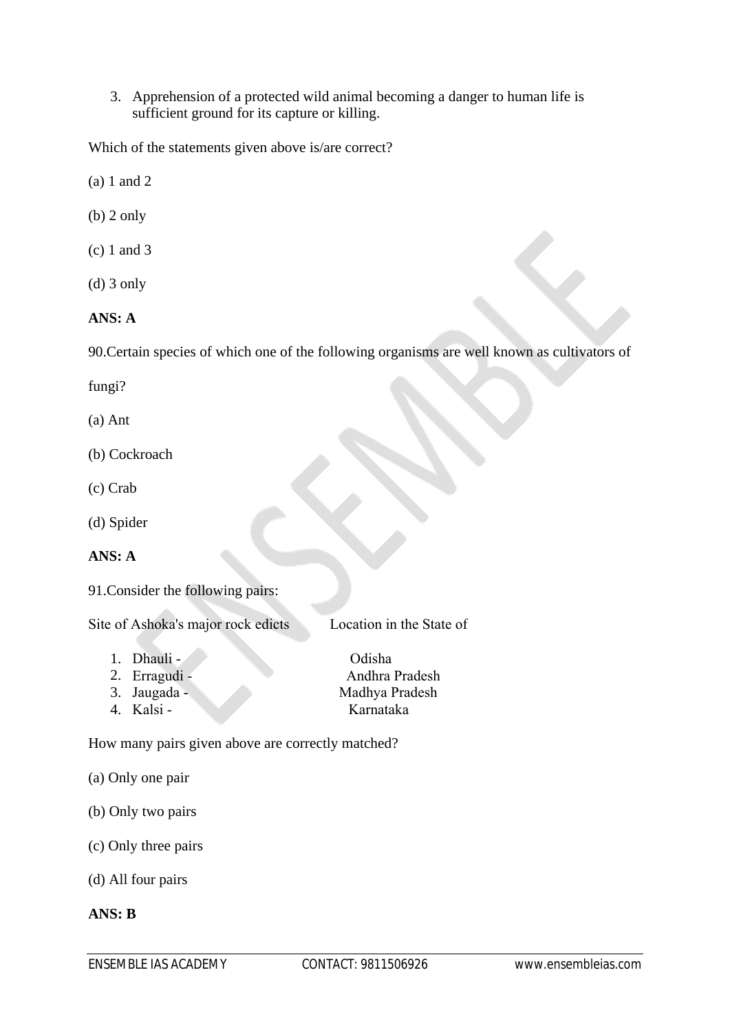3. Apprehension of a protected wild animal becoming a danger to human life is sufficient ground for its capture or killing.

Which of the statements given above is/are correct?

(a) 1 and 2

(b) 2 only

(c) 1 and 3

(d) 3 only

**ANS: A**

90.Certain species of which one of the following organisms are well known as cultivators of fungi?

(a) Ant

(b) Cockroach

(c) Crab

(d) Spider

**ANS: A**

91.Consider the following pairs:

| Site of Ashoka's major rock edicts | Location in the State of |
|---|---|
| 1. Dhauli - | Odisha |
| 2. Erragudi - | Andhra Pradesh |
| 3. Jaugada - | Madhya Pradesh |
| 4. Kalsi - | Karnataka |

How many pairs given above are correctly matched?

(a) Only one pair

(b) Only two pairs

(c) Only three pairs

(d) All four pairs

**ANS: B**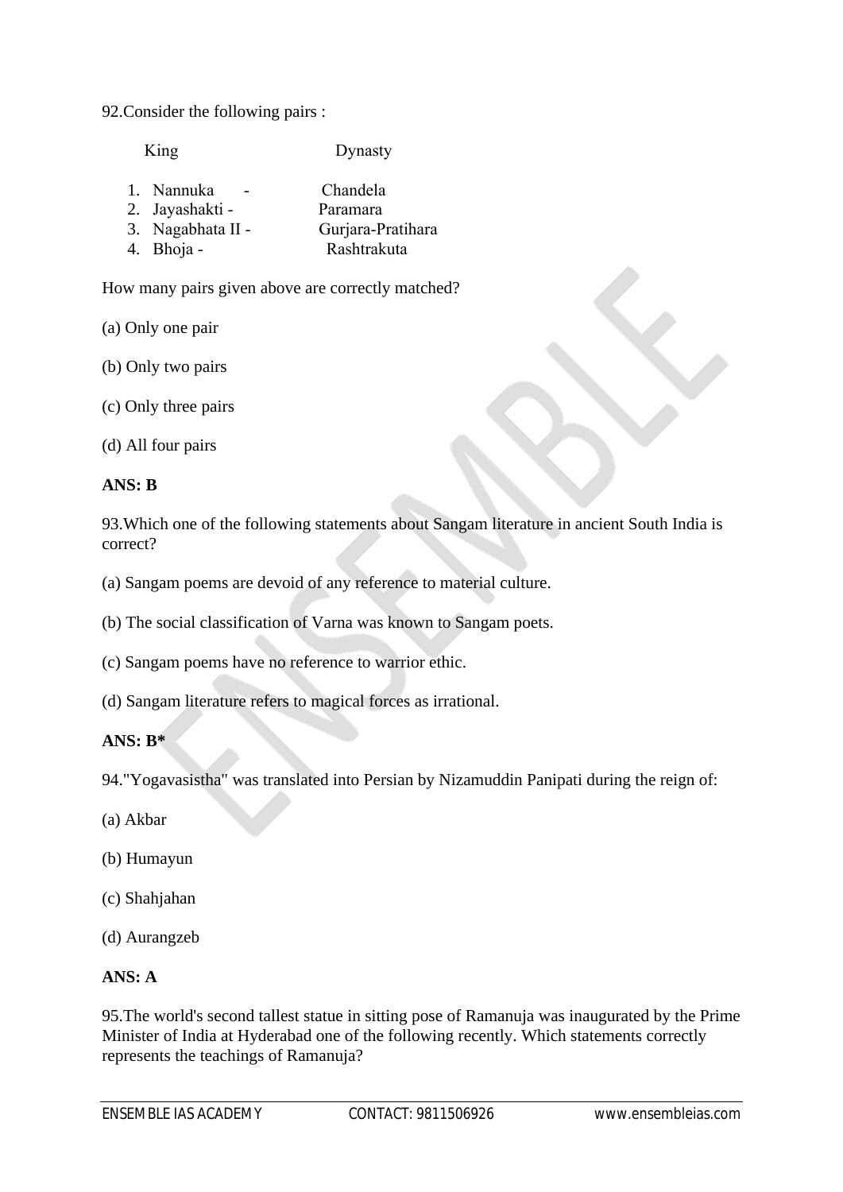92.Consider the following pairs :

| King | Dynasty |
|---|---|
| 1. Nannuka - | Chandela |
| 2. Jayashakti - | Paramara |
| 3. Nagabhata II - | Gurjara-Pratihara |
| 4. Bhoja - | Rashtrakuta |

How many pairs given above are correctly matched?

(a) Only one pair

(b) Only two pairs

(c) Only three pairs

(d) All four pairs

**ANS: B**

93.Which one of the following statements about Sangam literature in ancient South India is correct?

(a) Sangam poems are devoid of any reference to material culture.

(b) The social classification of Varna was known to Sangam poets.

(c) Sangam poems have no reference to warrior ethic.

(d) Sangam literature refers to magical forces as irrational.

**ANS: B***

94."Yogavasistha" was translated into Persian by Nizamuddin Panipati during the reign of:

(a) Akbar

(b) Humayun

(c) Shahjahan

(d) Aurangzeb

**ANS: A**

95.The world's second tallest statue in sitting pose of Ramanuja was inaugurated by the Prime Minister of India at Hyderabad one of the following recently. Which statements correctly represents the teachings of Ramanuja?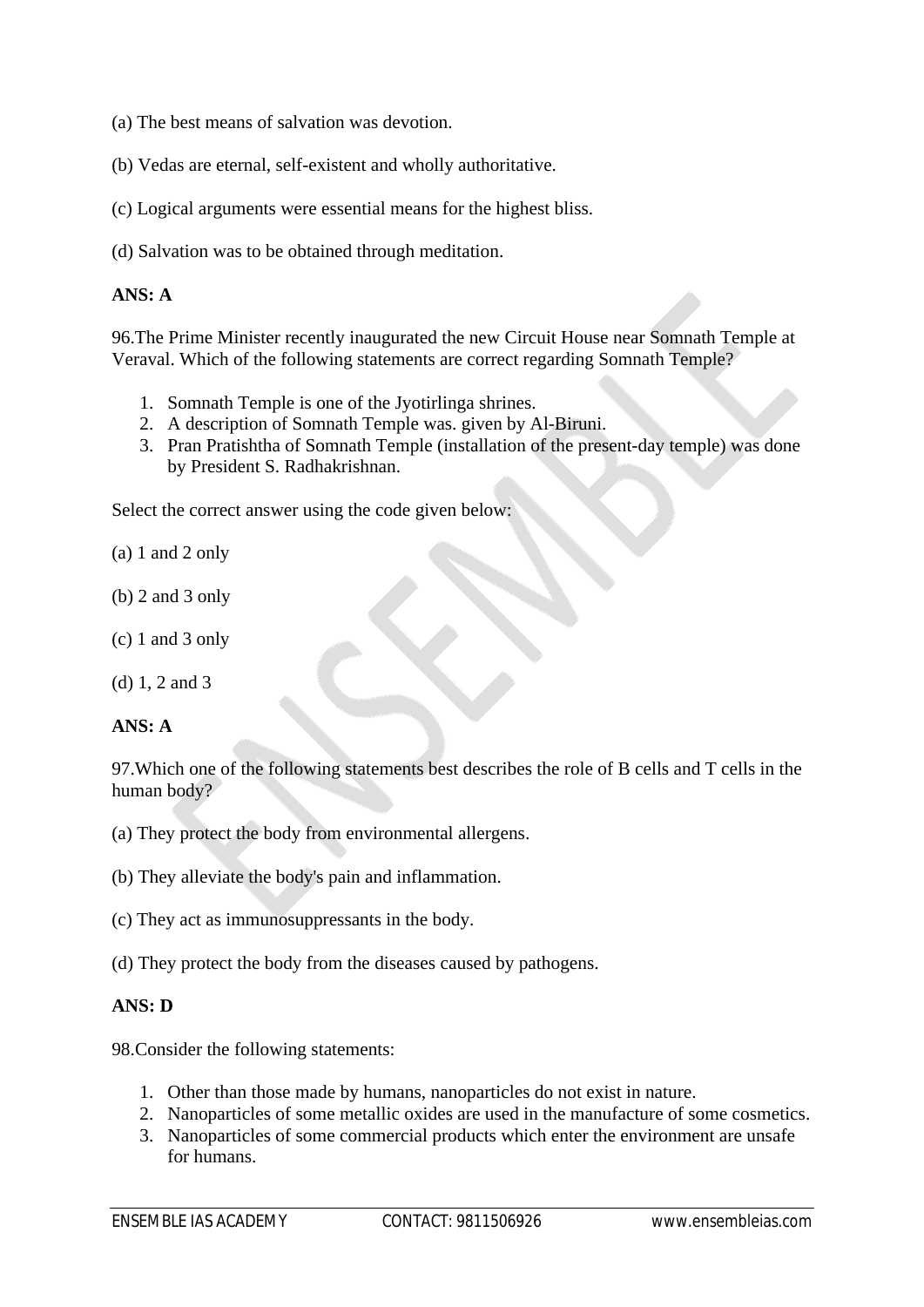(a) The best means of salvation was devotion.

(b) Vedas are eternal, self-existent and wholly authoritative.

(c) Logical arguments were essential means for the highest bliss.

(d) Salvation was to be obtained through meditation.

**ANS: A**

96.The Prime Minister recently inaugurated the new Circuit House near Somnath Temple at Veraval. Which of the following statements are correct regarding Somnath Temple?

1. Somnath Temple is one of the Jyotirlinga shrines.
2. A description of Somnath Temple was. given by Al-Biruni.
3. Pran Pratishtha of Somnath Temple (installation of the present-day temple) was done by President S. Radhakrishnan.

Select the correct answer using the code given below:

(a) 1 and 2 only

(b) 2 and 3 only

(c) 1 and 3 only

(d) 1, 2 and 3

**ANS: A**

97.Which one of the following statements best describes the role of B cells and T cells in the human body?

(a) They protect the body from environmental allergens.

(b) They alleviate the body's pain and inflammation.

(c) They act as immunosuppressants in the body.

(d) They protect the body from the diseases caused by pathogens.

**ANS: D**

98.Consider the following statements:

1. Other than those made by humans, nanoparticles do not exist in nature.
2. Nanoparticles of some metallic oxides are used in the manufacture of some cosmetics.
3. Nanoparticles of some commercial products which enter the environment are unsafe for humans.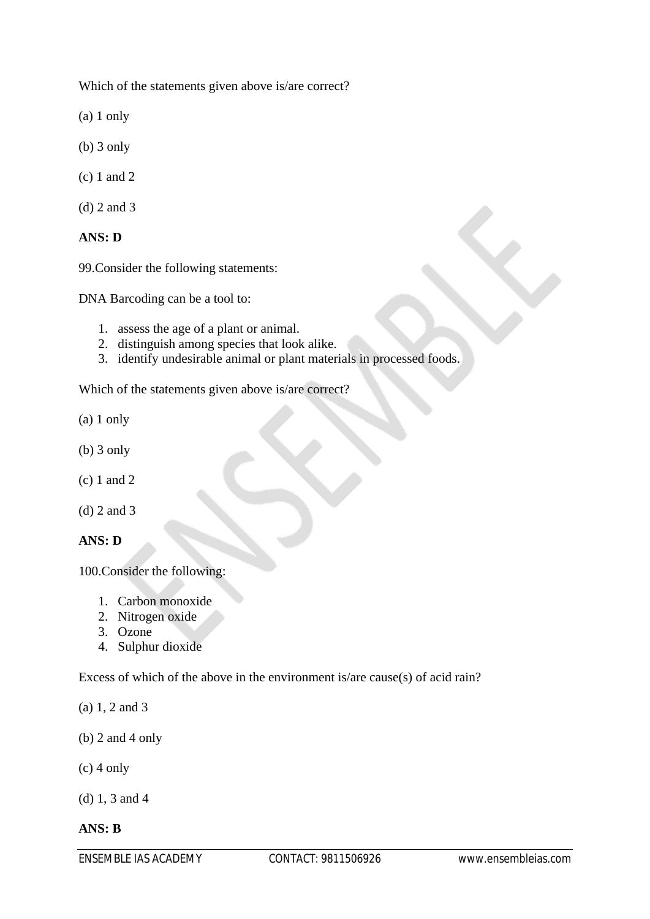Which of the statements given above is/are correct?

(a) 1 only

(b) 3 only

(c) 1 and 2

(d) 2 and 3

**ANS: D**

99.Consider the following statements:

DNA Barcoding can be a tool to:

1. assess the age of a plant or animal.
2. distinguish among species that look alike.
3. identify undesirable animal or plant materials in processed foods.

Which of the statements given above is/are correct?

(a) 1 only

(b) 3 only

(c) 1 and 2

(d) 2 and 3

**ANS: D**

100.Consider the following:

1. Carbon monoxide
2. Nitrogen oxide
3. Ozone
4. Sulphur dioxide

Excess of which of the above in the environment is/are cause(s) of acid rain?

(a) 1, 2 and 3

(b) 2 and 4 only

(c) 4 only

(d) 1, 3 and 4

**ANS: B**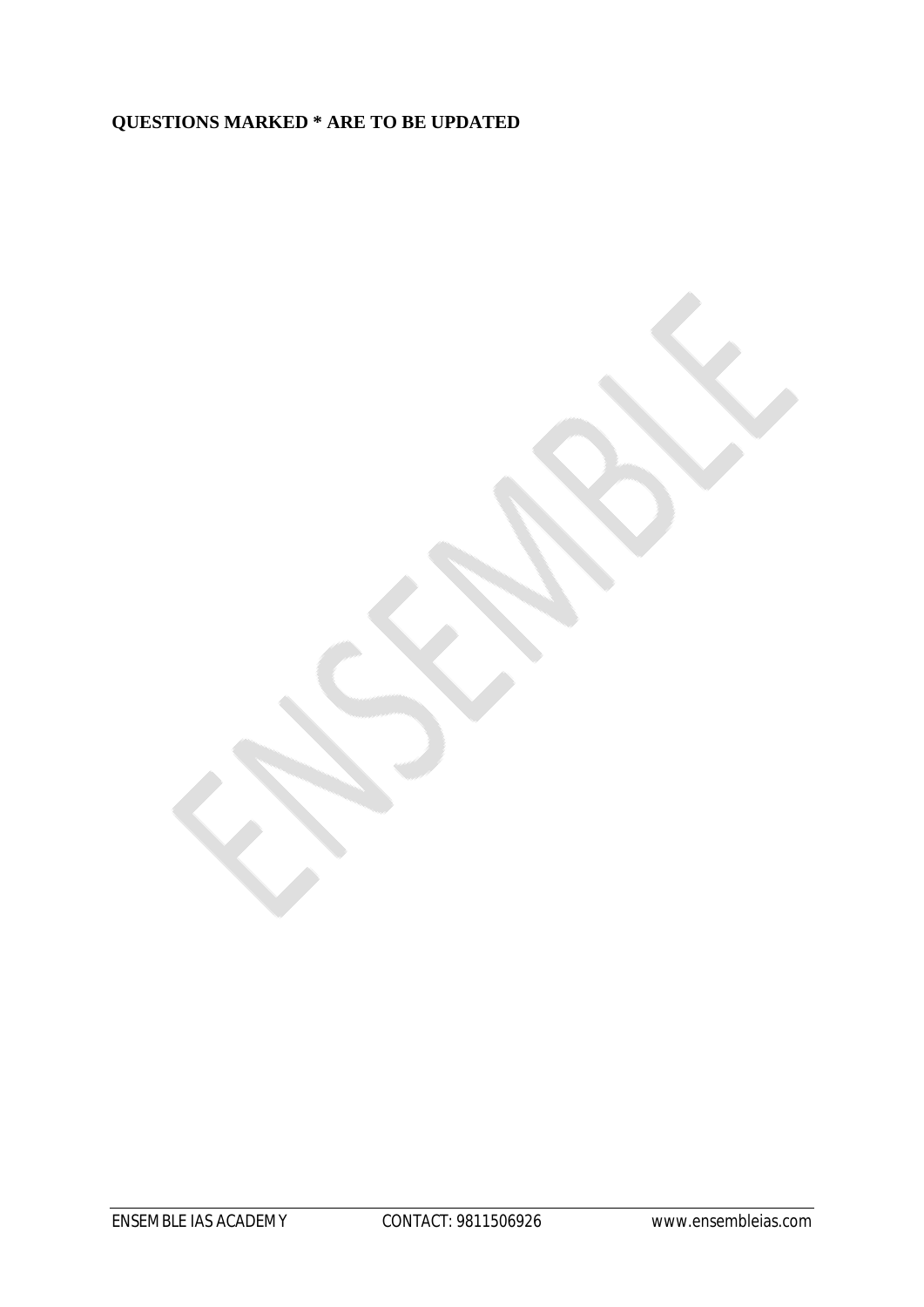**QUESTIONS MARKED * ARE TO BE UPDATED**